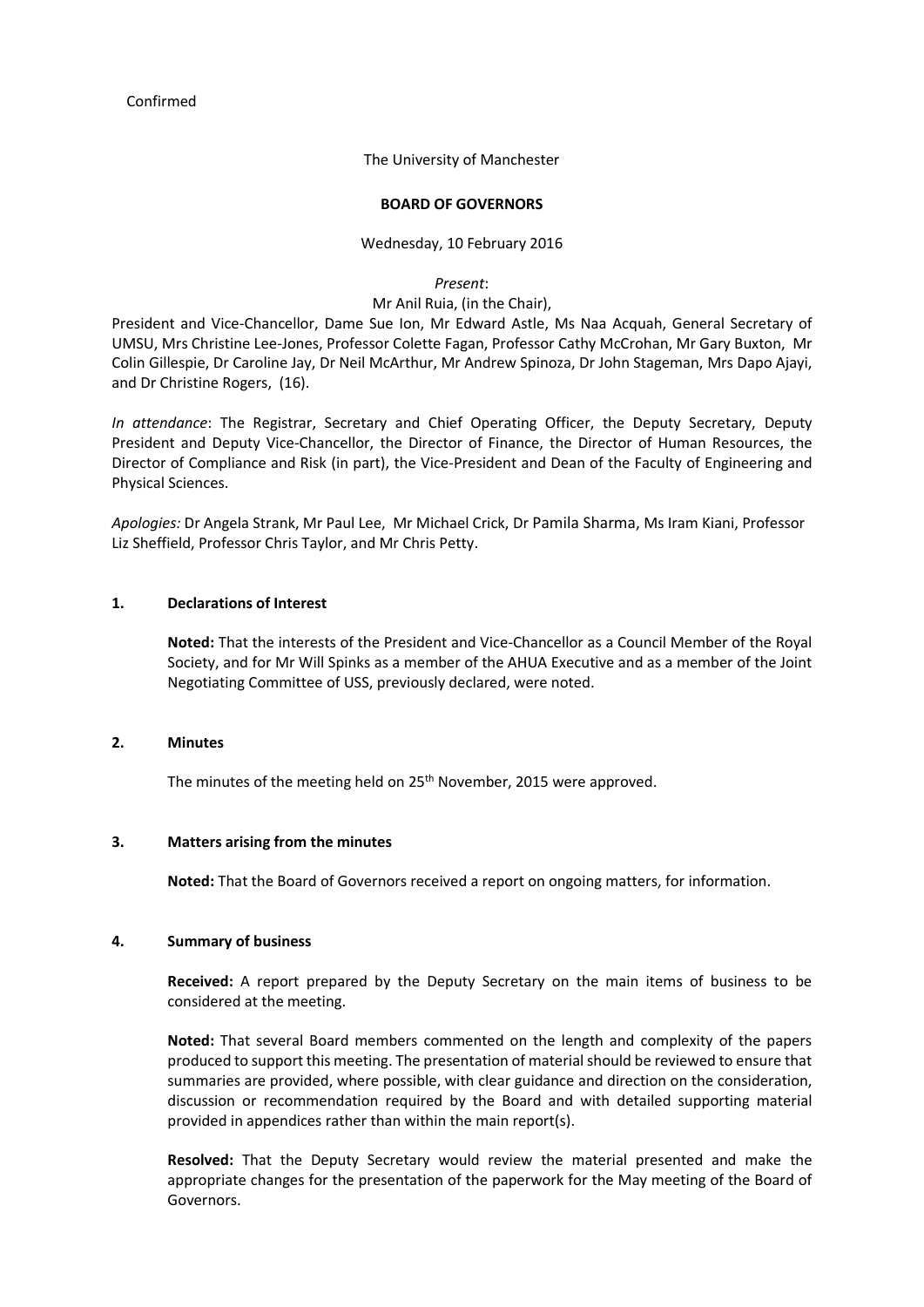Confirmed

The University of Manchester

**BOARD OF GOVERNORS**

Wednesday, 10 February 2016

*Present*:

Mr Anil Ruia, (in the Chair),

President and Vice-Chancellor, Dame Sue Ion, Mr Edward Astle, Ms Naa Acquah, General Secretary of UMSU, Mrs Christine Lee-Jones, Professor Colette Fagan, Professor Cathy McCrohan, Mr Gary Buxton, Mr Colin Gillespie, Dr Caroline Jay, Dr Neil McArthur, Mr Andrew Spinoza, Dr John Stageman, Mrs Dapo Ajayi, and Dr Christine Rogers, (16).

*In attendance*: The Registrar, Secretary and Chief Operating Officer, the Deputy Secretary, Deputy President and Deputy Vice-Chancellor, the Director of Finance, the Director of Human Resources, the Director of Compliance and Risk (in part), the Vice-President and Dean of the Faculty of Engineering and Physical Sciences.

*Apologies:* Dr Angela Strank, Mr Paul Lee, Mr Michael Crick, Dr Pamila Sharma, Ms Iram Kiani, Professor Liz Sheffield, Professor Chris Taylor, and Mr Chris Petty.

## 1. Declarations of Interest

**Noted:** That the interests of the President and Vice-Chancellor as a Council Member of the Royal Society, and for Mr Will Spinks as a member of the AHUA Executive and as a member of the Joint Negotiating Committee of USS, previously declared, were noted.

## 2. Minutes

The minutes of the meeting held on 25th November, 2015 were approved.

## 3. Matters arising from the minutes

**Noted:** That the Board of Governors received a report on ongoing matters, for information.

## 4. Summary of business

**Received:** A report prepared by the Deputy Secretary on the main items of business to be considered at the meeting.

**Noted:** That several Board members commented on the length and complexity of the papers produced to support this meeting. The presentation of material should be reviewed to ensure that summaries are provided, where possible, with clear guidance and direction on the consideration, discussion or recommendation required by the Board and with detailed supporting material provided in appendices rather than within the main report(s).

**Resolved:** That the Deputy Secretary would review the material presented and make the appropriate changes for the presentation of the paperwork for the May meeting of the Board of Governors.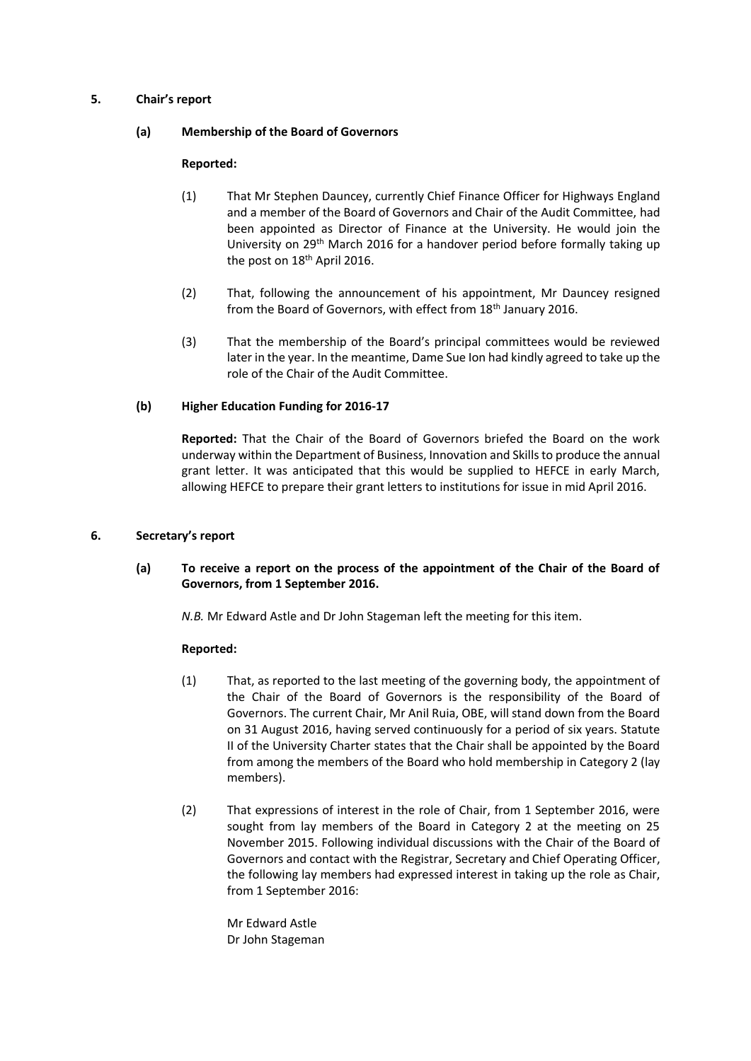## 5. Chair's report

### (a) Membership of the Board of Governors

**Reported:**

(1) That Mr Stephen Dauncey, currently Chief Finance Officer for Highways England and a member of the Board of Governors and Chair of the Audit Committee, had been appointed as Director of Finance at the University. He would join the University on 29th March 2016 for a handover period before formally taking up the post on 18th April 2016.

(2) That, following the announcement of his appointment, Mr Dauncey resigned from the Board of Governors, with effect from 18th January 2016.

(3) That the membership of the Board's principal committees would be reviewed later in the year. In the meantime, Dame Sue Ion had kindly agreed to take up the role of the Chair of the Audit Committee.

### (b) Higher Education Funding for 2016-17

**Reported:** That the Chair of the Board of Governors briefed the Board on the work underway within the Department of Business, Innovation and Skills to produce the annual grant letter. It was anticipated that this would be supplied to HEFCE in early March, allowing HEFCE to prepare their grant letters to institutions for issue in mid April 2016.

## 6. Secretary's report

### (a) To receive a report on the process of the appointment of the Chair of the Board of Governors, from 1 September 2016.

*N.B.* Mr Edward Astle and Dr John Stageman left the meeting for this item.

**Reported:**

(1) That, as reported to the last meeting of the governing body, the appointment of the Chair of the Board of Governors is the responsibility of the Board of Governors. The current Chair, Mr Anil Ruia, OBE, will stand down from the Board on 31 August 2016, having served continuously for a period of six years. Statute II of the University Charter states that the Chair shall be appointed by the Board from among the members of the Board who hold membership in Category 2 (lay members).

(2) That expressions of interest in the role of Chair, from 1 September 2016, were sought from lay members of the Board in Category 2 at the meeting on 25 November 2015. Following individual discussions with the Chair of the Board of Governors and contact with the Registrar, Secretary and Chief Operating Officer, the following lay members had expressed interest in taking up the role as Chair, from 1 September 2016:

Mr Edward Astle
Dr John Stageman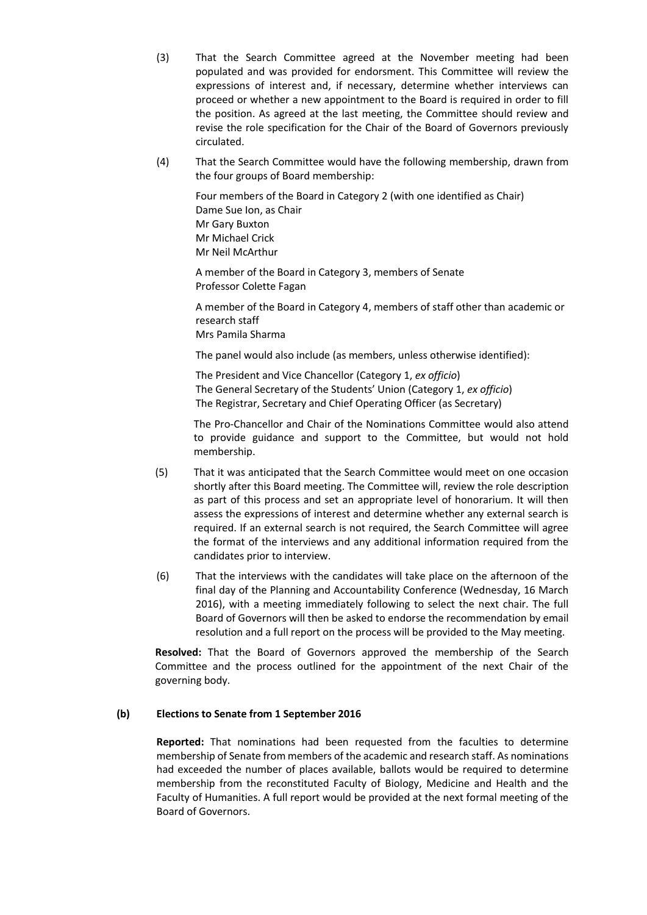(3) That the Search Committee agreed at the November meeting had been populated and was provided for endorsment. This Committee will review the expressions of interest and, if necessary, determine whether interviews can proceed or whether a new appointment to the Board is required in order to fill the position. As agreed at the last meeting, the Committee should review and revise the role specification for the Chair of the Board of Governors previously circulated.

(4) That the Search Committee would have the following membership, drawn from the four groups of Board membership:

Four members of the Board in Category 2 (with one identified as Chair)
Dame Sue Ion, as Chair
Mr Gary Buxton
Mr Michael Crick
Mr Neil McArthur

A member of the Board in Category 3, members of Senate
Professor Colette Fagan

A member of the Board in Category 4, members of staff other than academic or research staff
Mrs Pamila Sharma

The panel would also include (as members, unless otherwise identified):

The President and Vice Chancellor (Category 1, *ex officio*)
The General Secretary of the Students' Union (Category 1, *ex officio*)
The Registrar, Secretary and Chief Operating Officer (as Secretary)

The Pro-Chancellor and Chair of the Nominations Committee would also attend to provide guidance and support to the Committee, but would not hold membership.

(5) That it was anticipated that the Search Committee would meet on one occasion shortly after this Board meeting. The Committee will, review the role description as part of this process and set an appropriate level of honorarium. It will then assess the expressions of interest and determine whether any external search is required. If an external search is not required, the Search Committee will agree the format of the interviews and any additional information required from the candidates prior to interview.

(6) That the interviews with the candidates will take place on the afternoon of the final day of the Planning and Accountability Conference (Wednesday, 16 March 2016), with a meeting immediately following to select the next chair. The full Board of Governors will then be asked to endorse the recommendation by email resolution and a full report on the process will be provided to the May meeting.

**Resolved:** That the Board of Governors approved the membership of the Search Committee and the process outlined for the appointment of the next Chair of the governing body.

**(b) Elections to Senate from 1 September 2016**

**Reported:** That nominations had been requested from the faculties to determine membership of Senate from members of the academic and research staff. As nominations had exceeded the number of places available, ballots would be required to determine membership from the reconstituted Faculty of Biology, Medicine and Health and the Faculty of Humanities. A full report would be provided at the next formal meeting of the Board of Governors.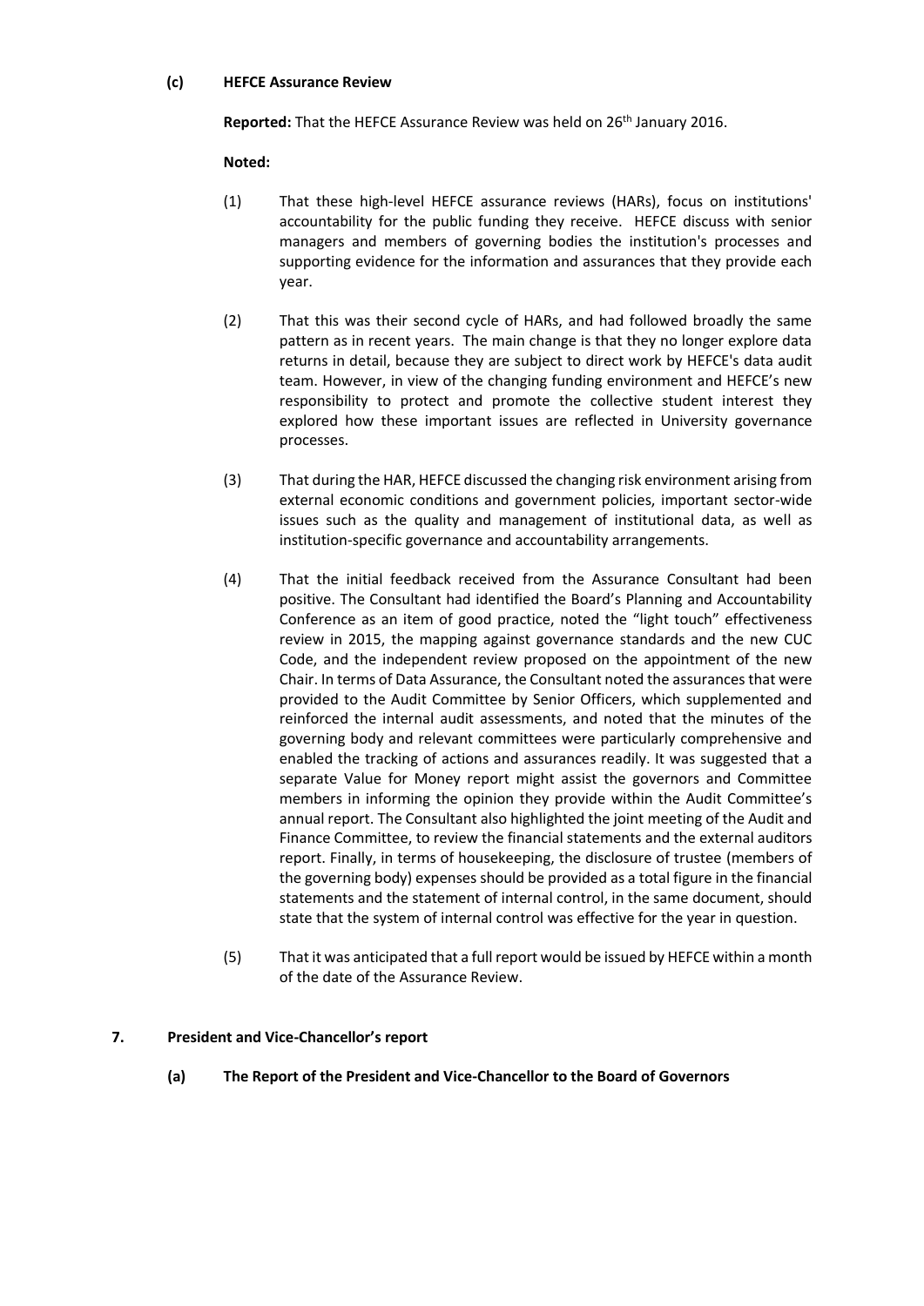**(c) HEFCE Assurance Review**

**Reported:** That the HEFCE Assurance Review was held on 26th January 2016.

**Noted:**

(1) That these high-level HEFCE assurance reviews (HARs), focus on institutions' accountability for the public funding they receive. HEFCE discuss with senior managers and members of governing bodies the institution's processes and supporting evidence for the information and assurances that they provide each year.

(2) That this was their second cycle of HARs, and had followed broadly the same pattern as in recent years. The main change is that they no longer explore data returns in detail, because they are subject to direct work by HEFCE's data audit team. However, in view of the changing funding environment and HEFCE's new responsibility to protect and promote the collective student interest they explored how these important issues are reflected in University governance processes.

(3) That during the HAR, HEFCE discussed the changing risk environment arising from external economic conditions and government policies, important sector-wide issues such as the quality and management of institutional data, as well as institution-specific governance and accountability arrangements.

(4) That the initial feedback received from the Assurance Consultant had been positive. The Consultant had identified the Board's Planning and Accountability Conference as an item of good practice, noted the "light touch" effectiveness review in 2015, the mapping against governance standards and the new CUC Code, and the independent review proposed on the appointment of the new Chair. In terms of Data Assurance, the Consultant noted the assurances that were provided to the Audit Committee by Senior Officers, which supplemented and reinforced the internal audit assessments, and noted that the minutes of the governing body and relevant committees were particularly comprehensive and enabled the tracking of actions and assurances readily. It was suggested that a separate Value for Money report might assist the governors and Committee members in informing the opinion they provide within the Audit Committee's annual report. The Consultant also highlighted the joint meeting of the Audit and Finance Committee, to review the financial statements and the external auditors report. Finally, in terms of housekeeping, the disclosure of trustee (members of the governing body) expenses should be provided as a total figure in the financial statements and the statement of internal control, in the same document, should state that the system of internal control was effective for the year in question.

(5) That it was anticipated that a full report would be issued by HEFCE within a month of the date of the Assurance Review.

## 7. President and Vice-Chancellor's report

**(a) The Report of the President and Vice-Chancellor to the Board of Governors**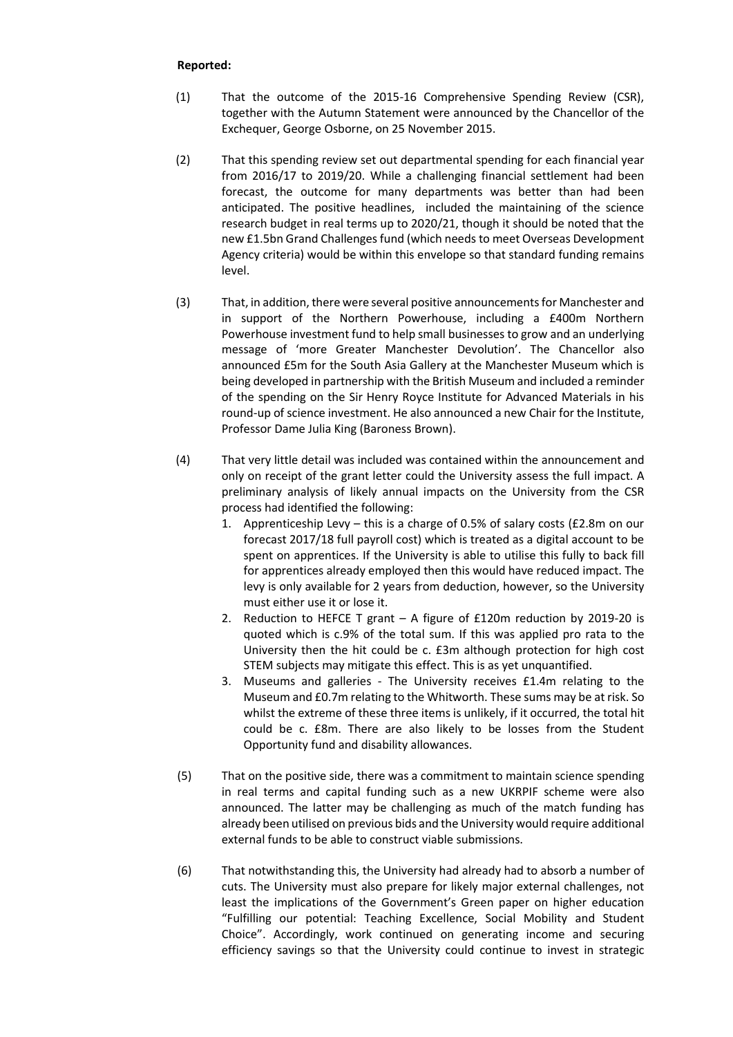**Reported:**

(1) That the outcome of the 2015-16 Comprehensive Spending Review (CSR), together with the Autumn Statement were announced by the Chancellor of the Exchequer, George Osborne, on 25 November 2015.

(2) That this spending review set out departmental spending for each financial year from 2016/17 to 2019/20. While a challenging financial settlement had been forecast, the outcome for many departments was better than had been anticipated. The positive headlines, included the maintaining of the science research budget in real terms up to 2020/21, though it should be noted that the new £1.5bn Grand Challenges fund (which needs to meet Overseas Development Agency criteria) would be within this envelope so that standard funding remains level.

(3) That, in addition, there were several positive announcements for Manchester and in support of the Northern Powerhouse, including a £400m Northern Powerhouse investment fund to help small businesses to grow and an underlying message of 'more Greater Manchester Devolution'. The Chancellor also announced £5m for the South Asia Gallery at the Manchester Museum which is being developed in partnership with the British Museum and included a reminder of the spending on the Sir Henry Royce Institute for Advanced Materials in his round-up of science investment. He also announced a new Chair for the Institute, Professor Dame Julia King (Baroness Brown).

(4) That very little detail was included was contained within the announcement and only on receipt of the grant letter could the University assess the full impact. A preliminary analysis of likely annual impacts on the University from the CSR process had identified the following:

1. Apprenticeship Levy – this is a charge of 0.5% of salary costs (£2.8m on our forecast 2017/18 full payroll cost) which is treated as a digital account to be spent on apprentices. If the University is able to utilise this fully to back fill for apprentices already employed then this would have reduced impact. The levy is only available for 2 years from deduction, however, so the University must either use it or lose it.
2. Reduction to HEFCE T grant – A figure of £120m reduction by 2019-20 is quoted which is c.9% of the total sum. If this was applied pro rata to the University then the hit could be c. £3m although protection for high cost STEM subjects may mitigate this effect. This is as yet unquantified.
3. Museums and galleries - The University receives £1.4m relating to the Museum and £0.7m relating to the Whitworth. These sums may be at risk. So whilst the extreme of these three items is unlikely, if it occurred, the total hit could be c. £8m. There are also likely to be losses from the Student Opportunity fund and disability allowances.

(5) That on the positive side, there was a commitment to maintain science spending in real terms and capital funding such as a new UKRPIF scheme were also announced. The latter may be challenging as much of the match funding has already been utilised on previous bids and the University would require additional external funds to be able to construct viable submissions.

(6) That notwithstanding this, the University had already had to absorb a number of cuts. The University must also prepare for likely major external challenges, not least the implications of the Government's Green paper on higher education "Fulfilling our potential: Teaching Excellence, Social Mobility and Student Choice". Accordingly, work continued on generating income and securing efficiency savings so that the University could continue to invest in strategic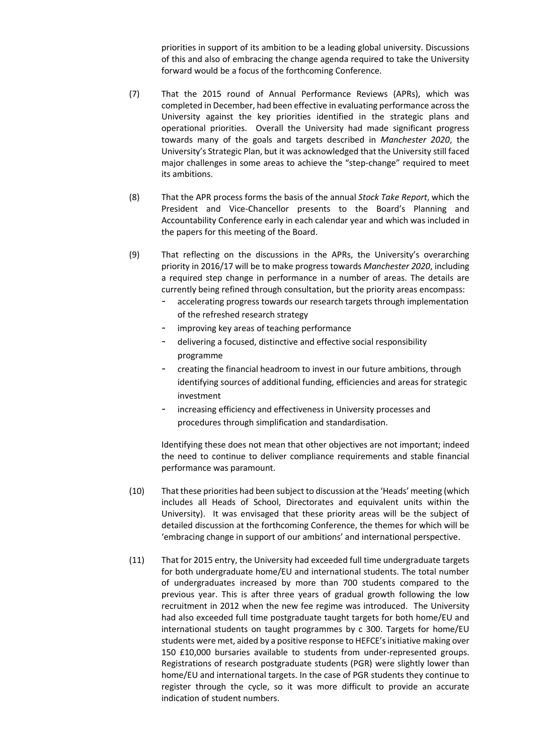priorities in support of its ambition to be a leading global university. Discussions of this and also of embracing the change agenda required to take the University forward would be a focus of the forthcoming Conference.

(7) That the 2015 round of Annual Performance Reviews (APRs), which was completed in December, had been effective in evaluating performance across the University against the key priorities identified in the strategic plans and operational priorities. Overall the University had made significant progress towards many of the goals and targets described in *Manchester 2020*, the University's Strategic Plan, but it was acknowledged that the University still faced major challenges in some areas to achieve the "step-change" required to meet its ambitions.

(8) That the APR process forms the basis of the annual *Stock Take Report*, which the President and Vice-Chancellor presents to the Board's Planning and Accountability Conference early in each calendar year and which was included in the papers for this meeting of the Board.

(9) That reflecting on the discussions in the APRs, the University's overarching priority in 2016/17 will be to make progress towards *Manchester 2020*, including a required step change in performance in a number of areas. The details are currently being refined through consultation, but the priority areas encompass:

- accelerating progress towards our research targets through implementation of the refreshed research strategy
- improving key areas of teaching performance
- delivering a focused, distinctive and effective social responsibility programme
- creating the financial headroom to invest in our future ambitions, through identifying sources of additional funding, efficiencies and areas for strategic investment
- increasing efficiency and effectiveness in University processes and procedures through simplification and standardisation.

Identifying these does not mean that other objectives are not important; indeed the need to continue to deliver compliance requirements and stable financial performance was paramount.

(10) That these priorities had been subject to discussion at the 'Heads' meeting (which includes all Heads of School, Directorates and equivalent units within the University). It was envisaged that these priority areas will be the subject of detailed discussion at the forthcoming Conference, the themes for which will be 'embracing change in support of our ambitions' and international perspective.

(11) That for 2015 entry, the University had exceeded full time undergraduate targets for both undergraduate home/EU and international students. The total number of undergraduates increased by more than 700 students compared to the previous year. This is after three years of gradual growth following the low recruitment in 2012 when the new fee regime was introduced. The University had also exceeded full time postgraduate taught targets for both home/EU and international students on taught programmes by c 300. Targets for home/EU students were met, aided by a positive response to HEFCE's initiative making over 150 £10,000 bursaries available to students from under-represented groups. Registrations of research postgraduate students (PGR) were slightly lower than home/EU and international targets. In the case of PGR students they continue to register through the cycle, so it was more difficult to provide an accurate indication of student numbers.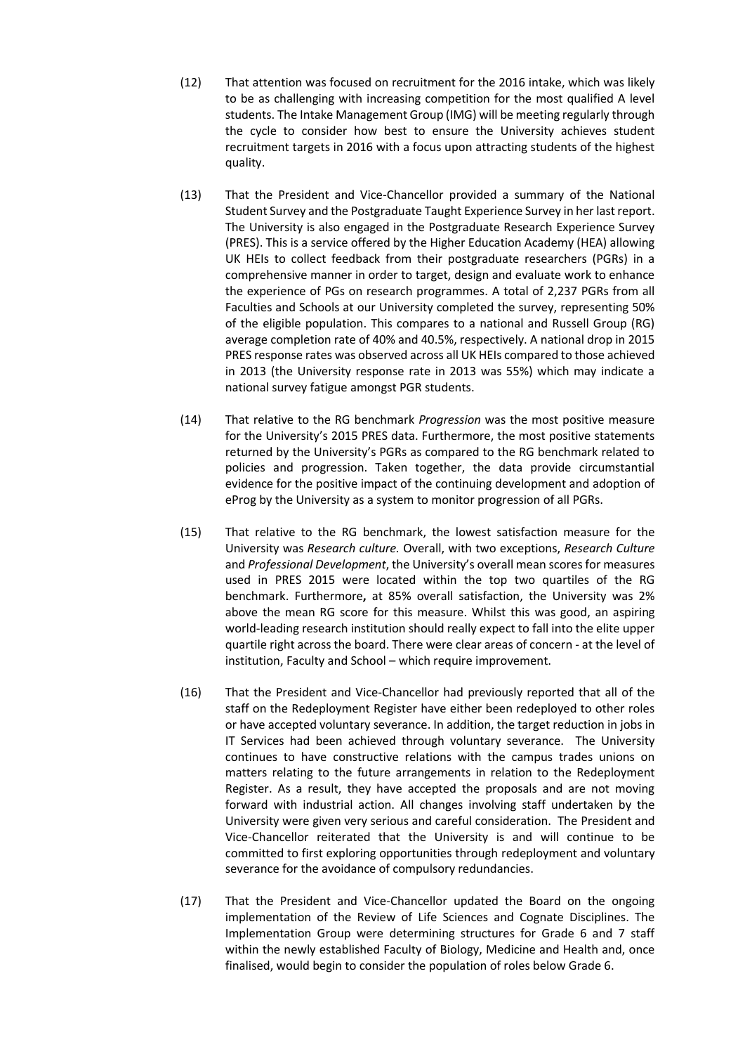(12) That attention was focused on recruitment for the 2016 intake, which was likely to be as challenging with increasing competition for the most qualified A level students. The Intake Management Group (IMG) will be meeting regularly through the cycle to consider how best to ensure the University achieves student recruitment targets in 2016 with a focus upon attracting students of the highest quality.

(13) That the President and Vice-Chancellor provided a summary of the National Student Survey and the Postgraduate Taught Experience Survey in her last report. The University is also engaged in the Postgraduate Research Experience Survey (PRES). This is a service offered by the Higher Education Academy (HEA) allowing UK HEIs to collect feedback from their postgraduate researchers (PGRs) in a comprehensive manner in order to target, design and evaluate work to enhance the experience of PGs on research programmes. A total of 2,237 PGRs from all Faculties and Schools at our University completed the survey, representing 50% of the eligible population. This compares to a national and Russell Group (RG) average completion rate of 40% and 40.5%, respectively. A national drop in 2015 PRES response rates was observed across all UK HEIs compared to those achieved in 2013 (the University response rate in 2013 was 55%) which may indicate a national survey fatigue amongst PGR students.

(14) That relative to the RG benchmark *Progression* was the most positive measure for the University's 2015 PRES data. Furthermore, the most positive statements returned by the University's PGRs as compared to the RG benchmark related to policies and progression. Taken together, the data provide circumstantial evidence for the positive impact of the continuing development and adoption of eProg by the University as a system to monitor progression of all PGRs.

(15) That relative to the RG benchmark, the lowest satisfaction measure for the University was *Research culture.* Overall, with two exceptions, *Research Culture* and *Professional Development*, the University's overall mean scores for measures used in PRES 2015 were located within the top two quartiles of the RG benchmark. Furthermore**,** at 85% overall satisfaction, the University was 2% above the mean RG score for this measure. Whilst this was good, an aspiring world-leading research institution should really expect to fall into the elite upper quartile right across the board. There were clear areas of concern - at the level of institution, Faculty and School – which require improvement.

(16) That the President and Vice-Chancellor had previously reported that all of the staff on the Redeployment Register have either been redeployed to other roles or have accepted voluntary severance. In addition, the target reduction in jobs in IT Services had been achieved through voluntary severance. The University continues to have constructive relations with the campus trades unions on matters relating to the future arrangements in relation to the Redeployment Register. As a result, they have accepted the proposals and are not moving forward with industrial action. All changes involving staff undertaken by the University were given very serious and careful consideration. The President and Vice-Chancellor reiterated that the University is and will continue to be committed to first exploring opportunities through redeployment and voluntary severance for the avoidance of compulsory redundancies.

(17) That the President and Vice-Chancellor updated the Board on the ongoing implementation of the Review of Life Sciences and Cognate Disciplines. The Implementation Group were determining structures for Grade 6 and 7 staff within the newly established Faculty of Biology, Medicine and Health and, once finalised, would begin to consider the population of roles below Grade 6.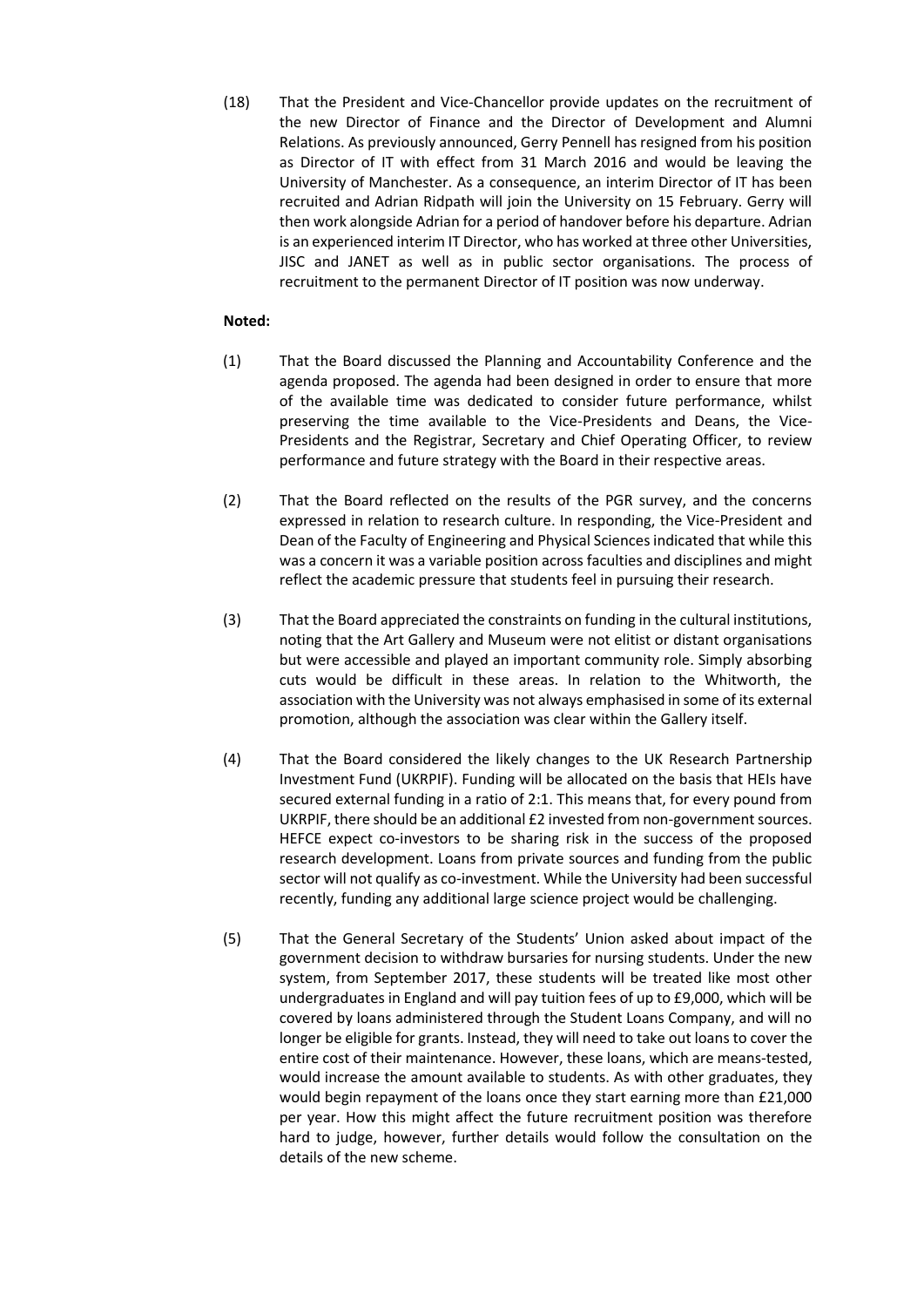(18) That the President and Vice-Chancellor provide updates on the recruitment of the new Director of Finance and the Director of Development and Alumni Relations. As previously announced, Gerry Pennell has resigned from his position as Director of IT with effect from 31 March 2016 and would be leaving the University of Manchester. As a consequence, an interim Director of IT has been recruited and Adrian Ridpath will join the University on 15 February. Gerry will then work alongside Adrian for a period of handover before his departure. Adrian is an experienced interim IT Director, who has worked at three other Universities, JISC and JANET as well as in public sector organisations. The process of recruitment to the permanent Director of IT position was now underway.

**Noted:**

(1) That the Board discussed the Planning and Accountability Conference and the agenda proposed. The agenda had been designed in order to ensure that more of the available time was dedicated to consider future performance, whilst preserving the time available to the Vice-Presidents and Deans, the Vice-Presidents and the Registrar, Secretary and Chief Operating Officer, to review performance and future strategy with the Board in their respective areas.

(2) That the Board reflected on the results of the PGR survey, and the concerns expressed in relation to research culture. In responding, the Vice-President and Dean of the Faculty of Engineering and Physical Sciences indicated that while this was a concern it was a variable position across faculties and disciplines and might reflect the academic pressure that students feel in pursuing their research.

(3) That the Board appreciated the constraints on funding in the cultural institutions, noting that the Art Gallery and Museum were not elitist or distant organisations but were accessible and played an important community role. Simply absorbing cuts would be difficult in these areas. In relation to the Whitworth, the association with the University was not always emphasised in some of its external promotion, although the association was clear within the Gallery itself.

(4) That the Board considered the likely changes to the UK Research Partnership Investment Fund (UKRPIF). Funding will be allocated on the basis that HEIs have secured external funding in a ratio of 2:1. This means that, for every pound from UKRPIF, there should be an additional £2 invested from non-government sources. HEFCE expect co-investors to be sharing risk in the success of the proposed research development. Loans from private sources and funding from the public sector will not qualify as co-investment. While the University had been successful recently, funding any additional large science project would be challenging.

(5) That the General Secretary of the Students' Union asked about impact of the government decision to withdraw bursaries for nursing students. Under the new system, from September 2017, these students will be treated like most other undergraduates in England and will pay tuition fees of up to £9,000, which will be covered by loans administered through the Student Loans Company, and will no longer be eligible for grants. Instead, they will need to take out loans to cover the entire cost of their maintenance. However, these loans, which are means-tested, would increase the amount available to students. As with other graduates, they would begin repayment of the loans once they start earning more than £21,000 per year. How this might affect the future recruitment position was therefore hard to judge, however, further details would follow the consultation on the details of the new scheme.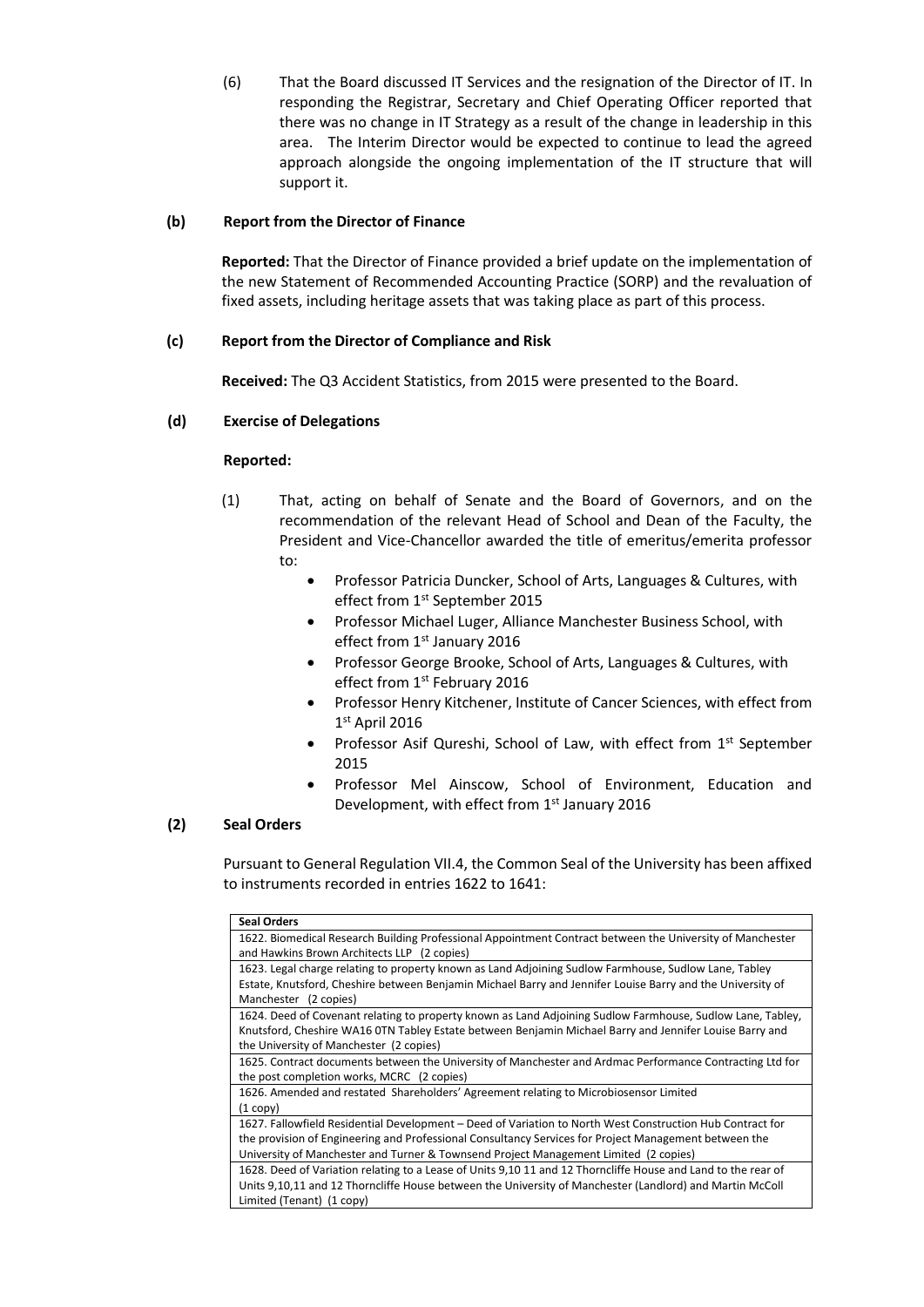(6) That the Board discussed IT Services and the resignation of the Director of IT. In responding the Registrar, Secretary and Chief Operating Officer reported that there was no change in IT Strategy as a result of the change in leadership in this area. The Interim Director would be expected to continue to lead the agreed approach alongside the ongoing implementation of the IT structure that will support it.

**(b) Report from the Director of Finance**

**Reported:** That the Director of Finance provided a brief update on the implementation of the new Statement of Recommended Accounting Practice (SORP) and the revaluation of fixed assets, including heritage assets that was taking place as part of this process.

**(c) Report from the Director of Compliance and Risk**

**Received:** The Q3 Accident Statistics, from 2015 were presented to the Board.

**(d) Exercise of Delegations**

**Reported:**

(1) That, acting on behalf of Senate and the Board of Governors, and on the recommendation of the relevant Head of School and Dean of the Faculty, the President and Vice-Chancellor awarded the title of emeritus/emerita professor to:

- Professor Patricia Duncker, School of Arts, Languages & Cultures, with effect from 1st September 2015
- Professor Michael Luger, Alliance Manchester Business School, with effect from 1st January 2016
- Professor George Brooke, School of Arts, Languages & Cultures, with effect from 1st February 2016
- Professor Henry Kitchener, Institute of Cancer Sciences, with effect from 1st April 2016
- Professor Asif Qureshi, School of Law, with effect from 1st September 2015
- Professor Mel Ainscow, School of Environment, Education and Development, with effect from 1st January 2016

**(2) Seal Orders**

Pursuant to General Regulation VII.4, the Common Seal of the University has been affixed to instruments recorded in entries 1622 to 1641:

| Seal Orders |
|---|
| 1622. Biomedical Research Building Professional Appointment Contract between the University of Manchester and Hawkins Brown Architects LLP (2 copies) |
| 1623. Legal charge relating to property known as Land Adjoining Sudlow Farmhouse, Sudlow Lane, Tabley Estate, Knutsford, Cheshire between Benjamin Michael Barry and Jennifer Louise Barry and the University of Manchester (2 copies) |
| 1624. Deed of Covenant relating to property known as Land Adjoining Sudlow Farmhouse, Sudlow Lane, Tabley, Knutsford, Cheshire WA16 0TN Tabley Estate between Benjamin Michael Barry and Jennifer Louise Barry and the University of Manchester (2 copies) |
| 1625. Contract documents between the University of Manchester and Ardmac Performance Contracting Ltd for the post completion works, MCRC (2 copies) |
| 1626. Amended and restated Shareholders' Agreement relating to Microbiosensor Limited (1 copy) |
| 1627. Fallowfield Residential Development – Deed of Variation to North West Construction Hub Contract for the provision of Engineering and Professional Consultancy Services for Project Management between the University of Manchester and Turner & Townsend Project Management Limited (2 copies) |
| 1628. Deed of Variation relating to a Lease of Units 9,10 11 and 12 Thorncliffe House and Land to the rear of Units 9,10,11 and 12 Thorncliffe House between the University of Manchester (Landlord) and Martin McColl Limited (Tenant) (1 copy) |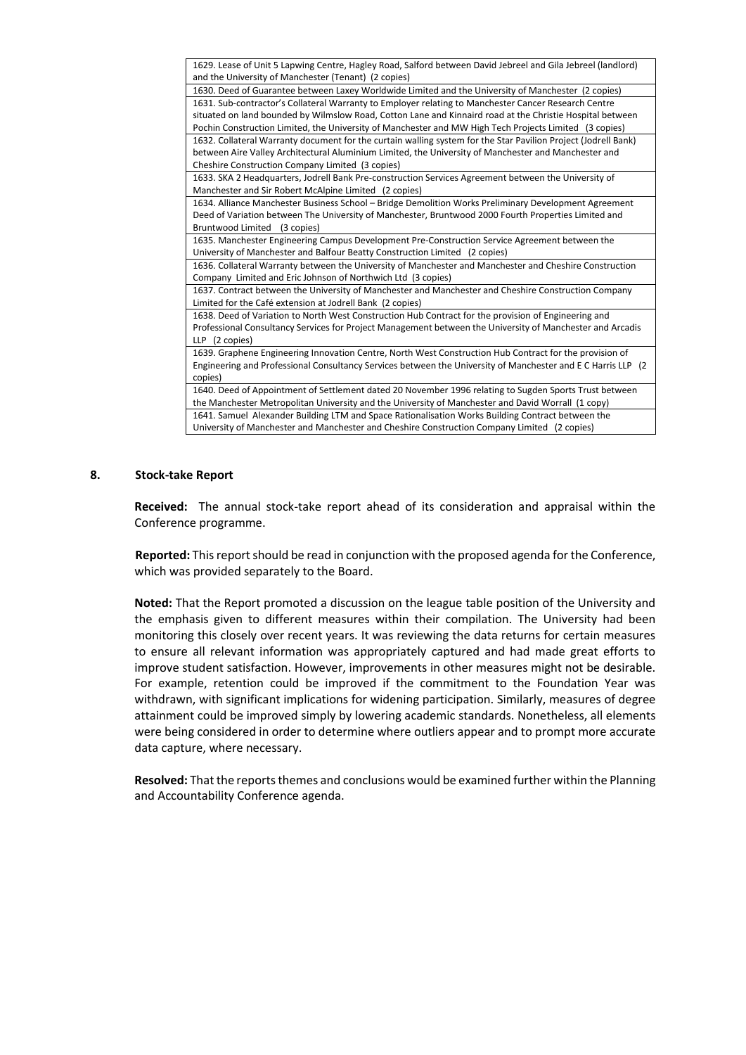| |
|---|
| 1629. Lease of Unit 5 Lapwing Centre, Hagley Road, Salford between David Jebreel and Gila Jebreel (landlord) and the University of Manchester (Tenant) (2 copies) |
| 1630. Deed of Guarantee between Laxey Worldwide Limited and the University of Manchester (2 copies) |
| 1631. Sub-contractor's Collateral Warranty to Employer relating to Manchester Cancer Research Centre situated on land bounded by Wilmslow Road, Cotton Lane and Kinnaird road at the Christie Hospital between Pochin Construction Limited, the University of Manchester and MW High Tech Projects Limited (3 copies) |
| 1632. Collateral Warranty document for the curtain walling system for the Star Pavilion Project (Jodrell Bank) between Aire Valley Architectural Aluminium Limited, the University of Manchester and Manchester and Cheshire Construction Company Limited (3 copies) |
| 1633. SKA 2 Headquarters, Jodrell Bank Pre-construction Services Agreement between the University of Manchester and Sir Robert McAlpine Limited (2 copies) |
| 1634. Alliance Manchester Business School – Bridge Demolition Works Preliminary Development Agreement Deed of Variation between The University of Manchester, Bruntwood 2000 Fourth Properties Limited and Bruntwood Limited (3 copies) |
| 1635. Manchester Engineering Campus Development Pre-Construction Service Agreement between the University of Manchester and Balfour Beatty Construction Limited (2 copies) |
| 1636. Collateral Warranty between the University of Manchester and Manchester and Cheshire Construction Company Limited and Eric Johnson of Northwich Ltd (3 copies) |
| 1637. Contract between the University of Manchester and Manchester and Cheshire Construction Company Limited for the Café extension at Jodrell Bank (2 copies) |
| 1638. Deed of Variation to North West Construction Hub Contract for the provision of Engineering and Professional Consultancy Services for Project Management between the University of Manchester and Arcadis LLP (2 copies) |
| 1639. Graphene Engineering Innovation Centre, North West Construction Hub Contract for the provision of Engineering and Professional Consultancy Services between the University of Manchester and E C Harris LLP (2 copies) |
| 1640. Deed of Appointment of Settlement dated 20 November 1996 relating to Sugden Sports Trust between the Manchester Metropolitan University and the University of Manchester and David Worrall (1 copy) |
| 1641. Samuel Alexander Building LTM and Space Rationalisation Works Building Contract between the University of Manchester and Manchester and Cheshire Construction Company Limited (2 copies) |

## 8. Stock-take Report

**Received:** The annual stock-take report ahead of its consideration and appraisal within the Conference programme.

**Reported:** This report should be read in conjunction with the proposed agenda for the Conference, which was provided separately to the Board.

**Noted:** That the Report promoted a discussion on the league table position of the University and the emphasis given to different measures within their compilation. The University had been monitoring this closely over recent years. It was reviewing the data returns for certain measures to ensure all relevant information was appropriately captured and had made great efforts to improve student satisfaction. However, improvements in other measures might not be desirable. For example, retention could be improved if the commitment to the Foundation Year was withdrawn, with significant implications for widening participation. Similarly, measures of degree attainment could be improved simply by lowering academic standards. Nonetheless, all elements were being considered in order to determine where outliers appear and to prompt more accurate data capture, where necessary.

**Resolved:** That the reports themes and conclusions would be examined further within the Planning and Accountability Conference agenda.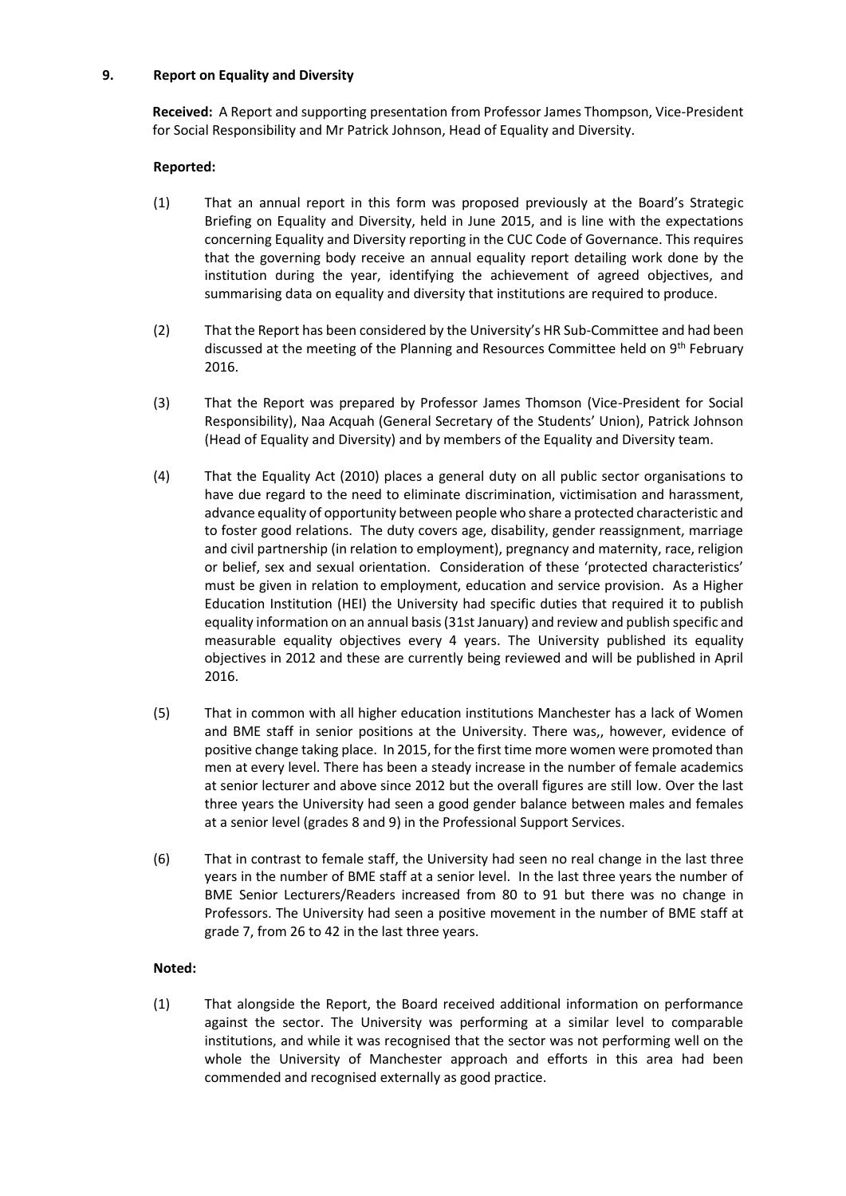**9. Report on Equality and Diversity**

**Received:** A Report and supporting presentation from Professor James Thompson, Vice-President for Social Responsibility and Mr Patrick Johnson, Head of Equality and Diversity.

**Reported:**

(1) That an annual report in this form was proposed previously at the Board's Strategic Briefing on Equality and Diversity, held in June 2015, and is line with the expectations concerning Equality and Diversity reporting in the CUC Code of Governance. This requires that the governing body receive an annual equality report detailing work done by the institution during the year, identifying the achievement of agreed objectives, and summarising data on equality and diversity that institutions are required to produce.

(2) That the Report has been considered by the University's HR Sub-Committee and had been discussed at the meeting of the Planning and Resources Committee held on 9th February 2016.

(3) That the Report was prepared by Professor James Thomson (Vice-President for Social Responsibility), Naa Acquah (General Secretary of the Students' Union), Patrick Johnson (Head of Equality and Diversity) and by members of the Equality and Diversity team.

(4) That the Equality Act (2010) places a general duty on all public sector organisations to have due regard to the need to eliminate discrimination, victimisation and harassment, advance equality of opportunity between people who share a protected characteristic and to foster good relations. The duty covers age, disability, gender reassignment, marriage and civil partnership (in relation to employment), pregnancy and maternity, race, religion or belief, sex and sexual orientation. Consideration of these 'protected characteristics' must be given in relation to employment, education and service provision. As a Higher Education Institution (HEI) the University had specific duties that required it to publish equality information on an annual basis (31st January) and review and publish specific and measurable equality objectives every 4 years. The University published its equality objectives in 2012 and these are currently being reviewed and will be published in April 2016.

(5) That in common with all higher education institutions Manchester has a lack of Women and BME staff in senior positions at the University. There was,, however, evidence of positive change taking place. In 2015, for the first time more women were promoted than men at every level. There has been a steady increase in the number of female academics at senior lecturer and above since 2012 but the overall figures are still low. Over the last three years the University had seen a good gender balance between males and females at a senior level (grades 8 and 9) in the Professional Support Services.

(6) That in contrast to female staff, the University had seen no real change in the last three years in the number of BME staff at a senior level. In the last three years the number of BME Senior Lecturers/Readers increased from 80 to 91 but there was no change in Professors. The University had seen a positive movement in the number of BME staff at grade 7, from 26 to 42 in the last three years.

**Noted:**

(1) That alongside the Report, the Board received additional information on performance against the sector. The University was performing at a similar level to comparable institutions, and while it was recognised that the sector was not performing well on the whole the University of Manchester approach and efforts in this area had been commended and recognised externally as good practice.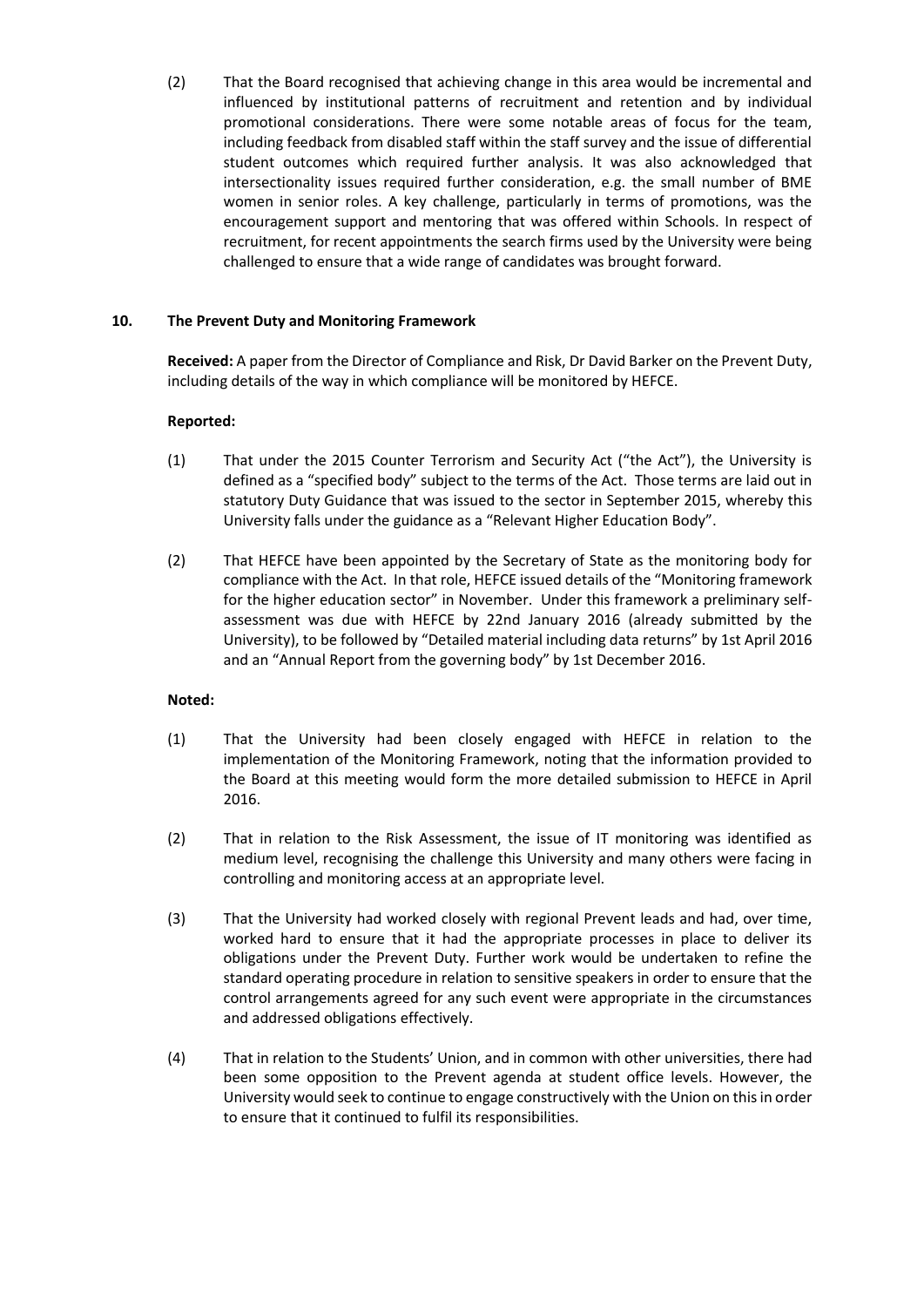(2) That the Board recognised that achieving change in this area would be incremental and influenced by institutional patterns of recruitment and retention and by individual promotional considerations. There were some notable areas of focus for the team, including feedback from disabled staff within the staff survey and the issue of differential student outcomes which required further analysis. It was also acknowledged that intersectionality issues required further consideration, e.g. the small number of BME women in senior roles. A key challenge, particularly in terms of promotions, was the encouragement support and mentoring that was offered within Schools. In respect of recruitment, for recent appointments the search firms used by the University were being challenged to ensure that a wide range of candidates was brought forward.

## 10. The Prevent Duty and Monitoring Framework

**Received:** A paper from the Director of Compliance and Risk, Dr David Barker on the Prevent Duty, including details of the way in which compliance will be monitored by HEFCE.

**Reported:**

(1) That under the 2015 Counter Terrorism and Security Act ("the Act"), the University is defined as a "specified body" subject to the terms of the Act. Those terms are laid out in statutory Duty Guidance that was issued to the sector in September 2015, whereby this University falls under the guidance as a "Relevant Higher Education Body".

(2) That HEFCE have been appointed by the Secretary of State as the monitoring body for compliance with the Act. In that role, HEFCE issued details of the "Monitoring framework for the higher education sector" in November. Under this framework a preliminary self-assessment was due with HEFCE by 22nd January 2016 (already submitted by the University), to be followed by "Detailed material including data returns" by 1st April 2016 and an "Annual Report from the governing body" by 1st December 2016.

**Noted:**

(1) That the University had been closely engaged with HEFCE in relation to the implementation of the Monitoring Framework, noting that the information provided to the Board at this meeting would form the more detailed submission to HEFCE in April 2016.

(2) That in relation to the Risk Assessment, the issue of IT monitoring was identified as medium level, recognising the challenge this University and many others were facing in controlling and monitoring access at an appropriate level.

(3) That the University had worked closely with regional Prevent leads and had, over time, worked hard to ensure that it had the appropriate processes in place to deliver its obligations under the Prevent Duty. Further work would be undertaken to refine the standard operating procedure in relation to sensitive speakers in order to ensure that the control arrangements agreed for any such event were appropriate in the circumstances and addressed obligations effectively.

(4) That in relation to the Students' Union, and in common with other universities, there had been some opposition to the Prevent agenda at student office levels. However, the University would seek to continue to engage constructively with the Union on this in order to ensure that it continued to fulfil its responsibilities.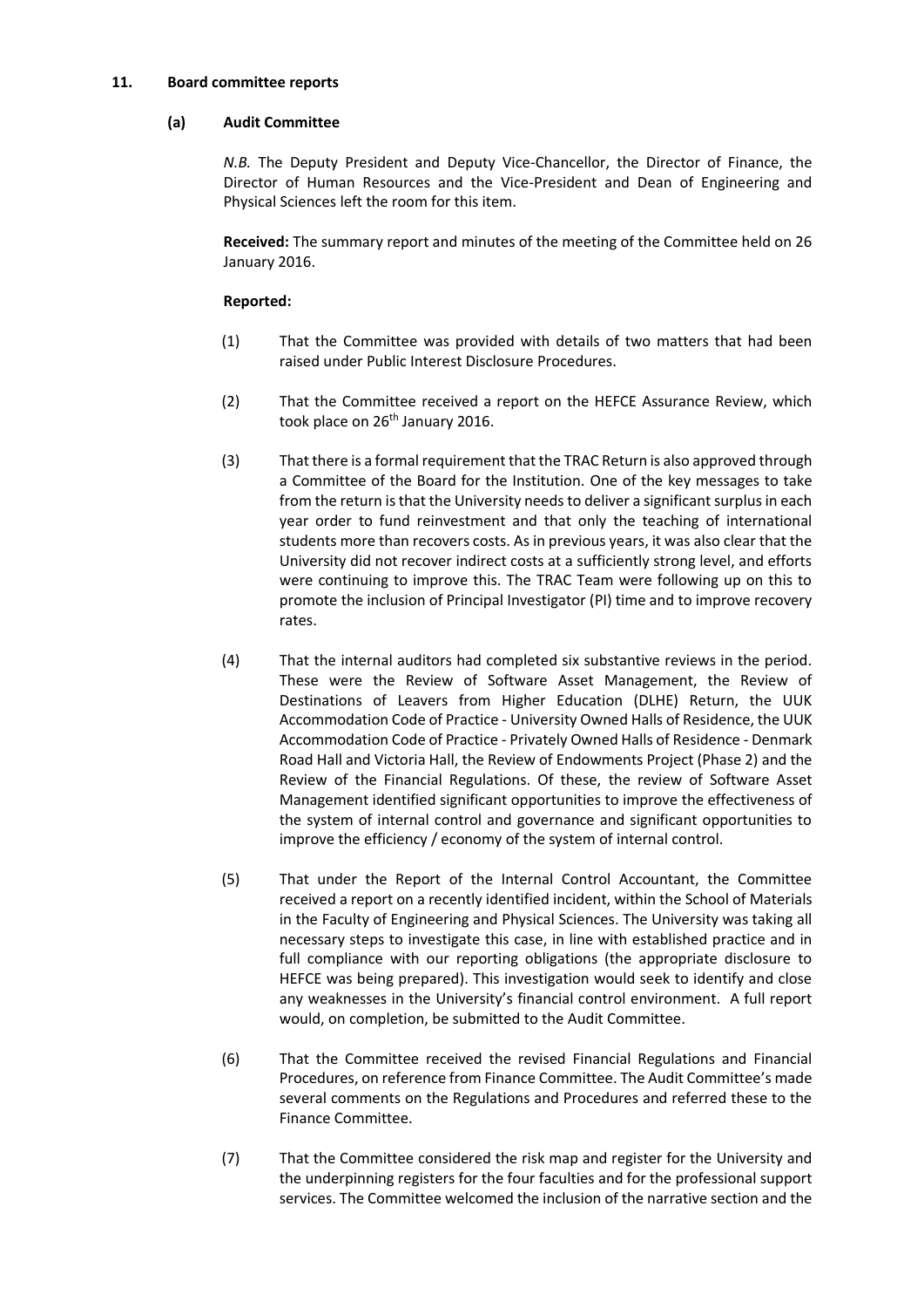## 11. Board committee reports

### (a) Audit Committee

*N.B.* The Deputy President and Deputy Vice-Chancellor, the Director of Finance, the Director of Human Resources and the Vice-President and Dean of Engineering and Physical Sciences left the room for this item.

**Received:** The summary report and minutes of the meeting of the Committee held on 26 January 2016.

**Reported:**

(1) That the Committee was provided with details of two matters that had been raised under Public Interest Disclosure Procedures.

(2) That the Committee received a report on the HEFCE Assurance Review, which took place on 26th January 2016.

(3) That there is a formal requirement that the TRAC Return is also approved through a Committee of the Board for the Institution. One of the key messages to take from the return is that the University needs to deliver a significant surplus in each year order to fund reinvestment and that only the teaching of international students more than recovers costs. As in previous years, it was also clear that the University did not recover indirect costs at a sufficiently strong level, and efforts were continuing to improve this. The TRAC Team were following up on this to promote the inclusion of Principal Investigator (PI) time and to improve recovery rates.

(4) That the internal auditors had completed six substantive reviews in the period. These were the Review of Software Asset Management, the Review of Destinations of Leavers from Higher Education (DLHE) Return, the UUK Accommodation Code of Practice - University Owned Halls of Residence, the UUK Accommodation Code of Practice - Privately Owned Halls of Residence - Denmark Road Hall and Victoria Hall, the Review of Endowments Project (Phase 2) and the Review of the Financial Regulations. Of these, the review of Software Asset Management identified significant opportunities to improve the effectiveness of the system of internal control and governance and significant opportunities to improve the efficiency / economy of the system of internal control.

(5) That under the Report of the Internal Control Accountant, the Committee received a report on a recently identified incident, within the School of Materials in the Faculty of Engineering and Physical Sciences. The University was taking all necessary steps to investigate this case, in line with established practice and in full compliance with our reporting obligations (the appropriate disclosure to HEFCE was being prepared). This investigation would seek to identify and close any weaknesses in the University's financial control environment. A full report would, on completion, be submitted to the Audit Committee.

(6) That the Committee received the revised Financial Regulations and Financial Procedures, on reference from Finance Committee. The Audit Committee's made several comments on the Regulations and Procedures and referred these to the Finance Committee.

(7) That the Committee considered the risk map and register for the University and the underpinning registers for the four faculties and for the professional support services. The Committee welcomed the inclusion of the narrative section and the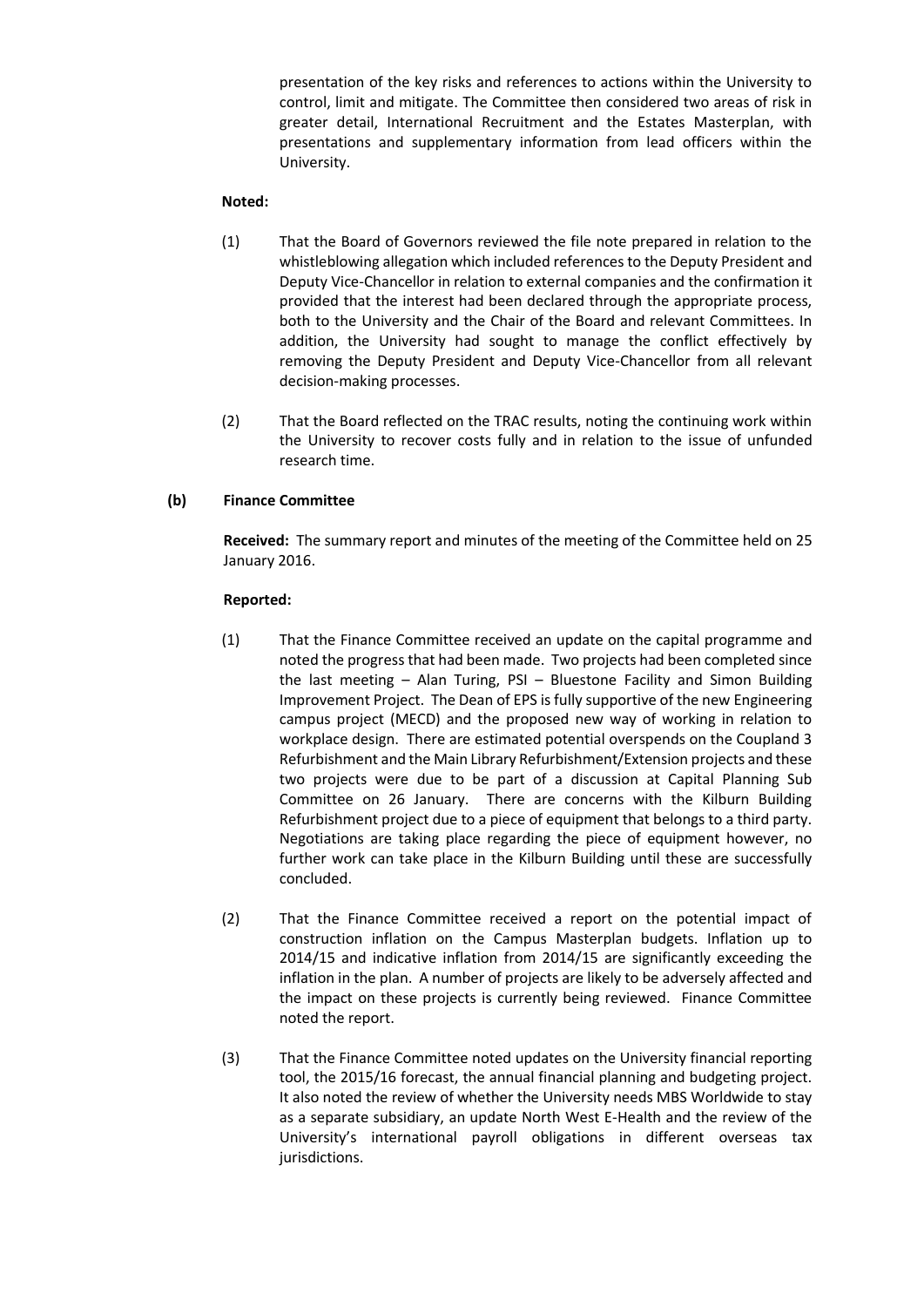presentation of the key risks and references to actions within the University to control, limit and mitigate. The Committee then considered two areas of risk in greater detail, International Recruitment and the Estates Masterplan, with presentations and supplementary information from lead officers within the University.

**Noted:**

(1) That the Board of Governors reviewed the file note prepared in relation to the whistleblowing allegation which included references to the Deputy President and Deputy Vice-Chancellor in relation to external companies and the confirmation it provided that the interest had been declared through the appropriate process, both to the University and the Chair of the Board and relevant Committees. In addition, the University had sought to manage the conflict effectively by removing the Deputy President and Deputy Vice-Chancellor from all relevant decision-making processes.

(2) That the Board reflected on the TRAC results, noting the continuing work within the University to recover costs fully and in relation to the issue of unfunded research time.

**(b) Finance Committee**

**Received:** The summary report and minutes of the meeting of the Committee held on 25 January 2016.

**Reported:**

(1) That the Finance Committee received an update on the capital programme and noted the progress that had been made. Two projects had been completed since the last meeting – Alan Turing, PSI – Bluestone Facility and Simon Building Improvement Project. The Dean of EPS is fully supportive of the new Engineering campus project (MECD) and the proposed new way of working in relation to workplace design. There are estimated potential overspends on the Coupland 3 Refurbishment and the Main Library Refurbishment/Extension projects and these two projects were due to be part of a discussion at Capital Planning Sub Committee on 26 January. There are concerns with the Kilburn Building Refurbishment project due to a piece of equipment that belongs to a third party. Negotiations are taking place regarding the piece of equipment however, no further work can take place in the Kilburn Building until these are successfully concluded.

(2) That the Finance Committee received a report on the potential impact of construction inflation on the Campus Masterplan budgets. Inflation up to 2014/15 and indicative inflation from 2014/15 are significantly exceeding the inflation in the plan. A number of projects are likely to be adversely affected and the impact on these projects is currently being reviewed. Finance Committee noted the report.

(3) That the Finance Committee noted updates on the University financial reporting tool, the 2015/16 forecast, the annual financial planning and budgeting project. It also noted the review of whether the University needs MBS Worldwide to stay as a separate subsidiary, an update North West E-Health and the review of the University's international payroll obligations in different overseas tax jurisdictions.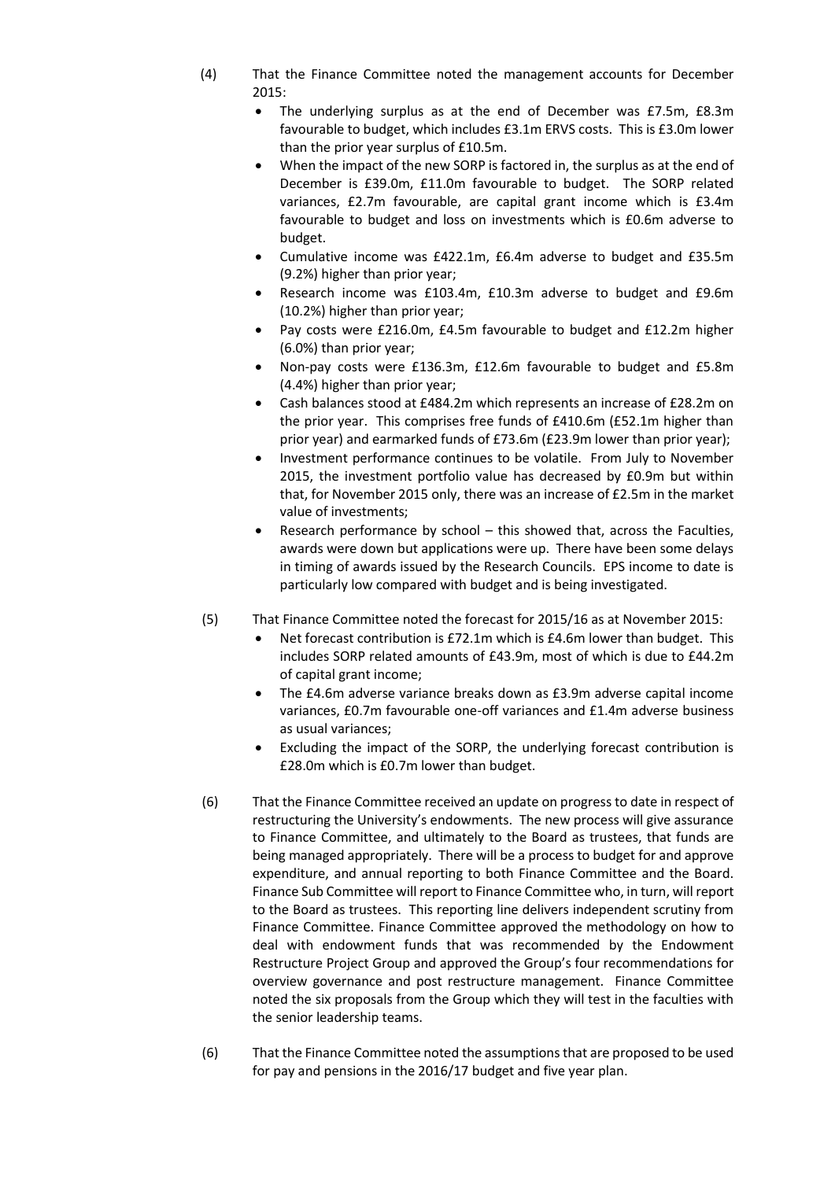(4) That the Finance Committee noted the management accounts for December 2015:

- The underlying surplus as at the end of December was £7.5m, £8.3m favourable to budget, which includes £3.1m ERVS costs. This is £3.0m lower than the prior year surplus of £10.5m.
- When the impact of the new SORP is factored in, the surplus as at the end of December is £39.0m, £11.0m favourable to budget. The SORP related variances, £2.7m favourable, are capital grant income which is £3.4m favourable to budget and loss on investments which is £0.6m adverse to budget.
- Cumulative income was £422.1m, £6.4m adverse to budget and £35.5m (9.2%) higher than prior year;
- Research income was £103.4m, £10.3m adverse to budget and £9.6m (10.2%) higher than prior year;
- Pay costs were £216.0m, £4.5m favourable to budget and £12.2m higher (6.0%) than prior year;
- Non-pay costs were £136.3m, £12.6m favourable to budget and £5.8m (4.4%) higher than prior year;
- Cash balances stood at £484.2m which represents an increase of £28.2m on the prior year. This comprises free funds of £410.6m (£52.1m higher than prior year) and earmarked funds of £73.6m (£23.9m lower than prior year);
- Investment performance continues to be volatile. From July to November 2015, the investment portfolio value has decreased by £0.9m but within that, for November 2015 only, there was an increase of £2.5m in the market value of investments;
- Research performance by school – this showed that, across the Faculties, awards were down but applications were up. There have been some delays in timing of awards issued by the Research Councils. EPS income to date is particularly low compared with budget and is being investigated.

(5) That Finance Committee noted the forecast for 2015/16 as at November 2015:

- Net forecast contribution is £72.1m which is £4.6m lower than budget. This includes SORP related amounts of £43.9m, most of which is due to £44.2m of capital grant income;
- The £4.6m adverse variance breaks down as £3.9m adverse capital income variances, £0.7m favourable one-off variances and £1.4m adverse business as usual variances;
- Excluding the impact of the SORP, the underlying forecast contribution is £28.0m which is £0.7m lower than budget.

(6) That the Finance Committee received an update on progress to date in respect of restructuring the University's endowments. The new process will give assurance to Finance Committee, and ultimately to the Board as trustees, that funds are being managed appropriately. There will be a process to budget for and approve expenditure, and annual reporting to both Finance Committee and the Board. Finance Sub Committee will report to Finance Committee who, in turn, will report to the Board as trustees. This reporting line delivers independent scrutiny from Finance Committee. Finance Committee approved the methodology on how to deal with endowment funds that was recommended by the Endowment Restructure Project Group and approved the Group's four recommendations for overview governance and post restructure management. Finance Committee noted the six proposals from the Group which they will test in the faculties with the senior leadership teams.

(6) That the Finance Committee noted the assumptions that are proposed to be used for pay and pensions in the 2016/17 budget and five year plan.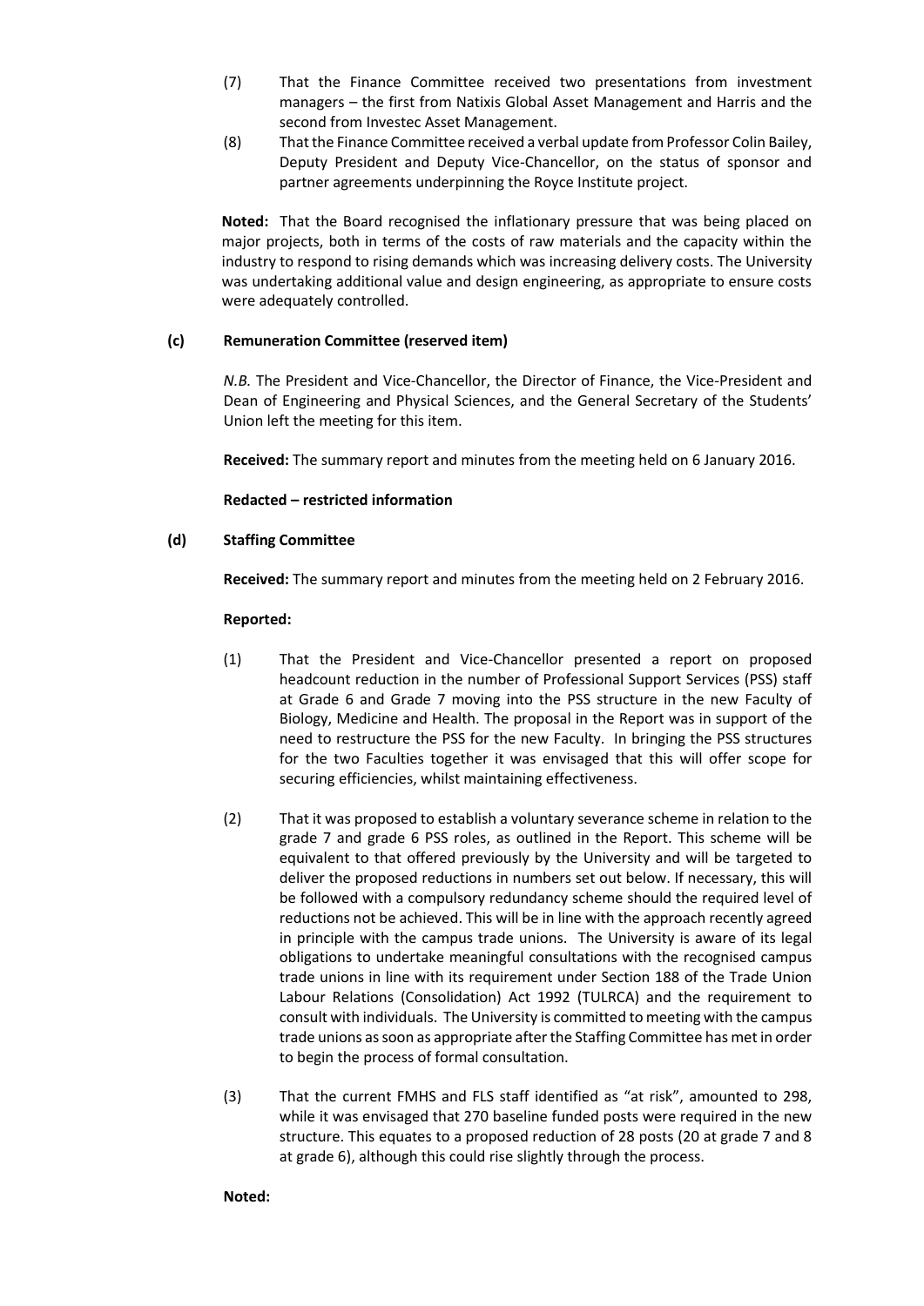(7) That the Finance Committee received two presentations from investment managers – the first from Natixis Global Asset Management and Harris and the second from Investec Asset Management.

(8) That the Finance Committee received a verbal update from Professor Colin Bailey, Deputy President and Deputy Vice-Chancellor, on the status of sponsor and partner agreements underpinning the Royce Institute project.

**Noted:** That the Board recognised the inflationary pressure that was being placed on major projects, both in terms of the costs of raw materials and the capacity within the industry to respond to rising demands which was increasing delivery costs. The University was undertaking additional value and design engineering, as appropriate to ensure costs were adequately controlled.

**(c) Remuneration Committee (reserved item)**

*N.B.* The President and Vice-Chancellor, the Director of Finance, the Vice-President and Dean of Engineering and Physical Sciences, and the General Secretary of the Students' Union left the meeting for this item.

**Received:** The summary report and minutes from the meeting held on 6 January 2016.

**Redacted – restricted information**

**(d) Staffing Committee**

**Received:** The summary report and minutes from the meeting held on 2 February 2016.

**Reported:**

(1) That the President and Vice-Chancellor presented a report on proposed headcount reduction in the number of Professional Support Services (PSS) staff at Grade 6 and Grade 7 moving into the PSS structure in the new Faculty of Biology, Medicine and Health. The proposal in the Report was in support of the need to restructure the PSS for the new Faculty. In bringing the PSS structures for the two Faculties together it was envisaged that this will offer scope for securing efficiencies, whilst maintaining effectiveness.

(2) That it was proposed to establish a voluntary severance scheme in relation to the grade 7 and grade 6 PSS roles, as outlined in the Report. This scheme will be equivalent to that offered previously by the University and will be targeted to deliver the proposed reductions in numbers set out below. If necessary, this will be followed with a compulsory redundancy scheme should the required level of reductions not be achieved. This will be in line with the approach recently agreed in principle with the campus trade unions. The University is aware of its legal obligations to undertake meaningful consultations with the recognised campus trade unions in line with its requirement under Section 188 of the Trade Union Labour Relations (Consolidation) Act 1992 (TULRCA) and the requirement to consult with individuals. The University is committed to meeting with the campus trade unions as soon as appropriate after the Staffing Committee has met in order to begin the process of formal consultation.

(3) That the current FMHS and FLS staff identified as "at risk", amounted to 298, while it was envisaged that 270 baseline funded posts were required in the new structure. This equates to a proposed reduction of 28 posts (20 at grade 7 and 8 at grade 6), although this could rise slightly through the process.

**Noted:**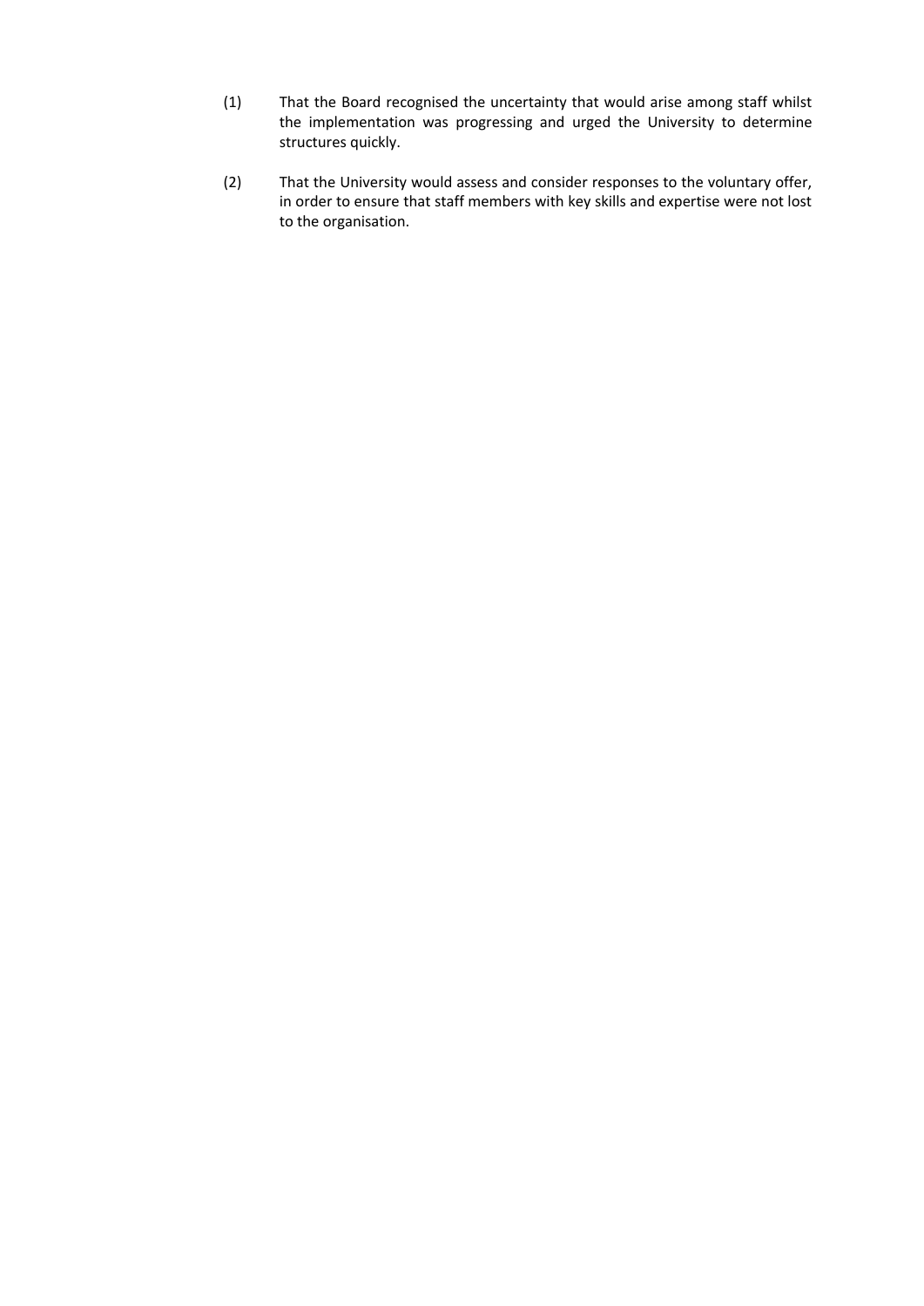(1) That the Board recognised the uncertainty that would arise among staff whilst the implementation was progressing and urged the University to determine structures quickly.

(2) That the University would assess and consider responses to the voluntary offer, in order to ensure that staff members with key skills and expertise were not lost to the organisation.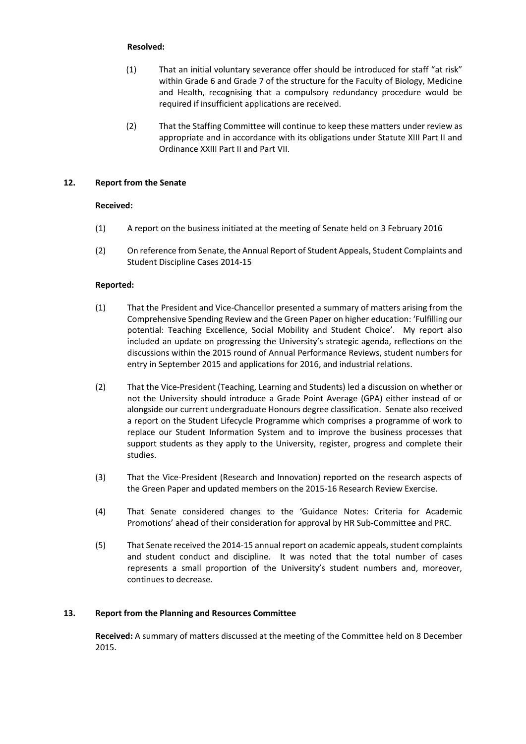**Resolved:**

(1) That an initial voluntary severance offer should be introduced for staff "at risk" within Grade 6 and Grade 7 of the structure for the Faculty of Biology, Medicine and Health, recognising that a compulsory redundancy procedure would be required if insufficient applications are received.

(2) That the Staffing Committee will continue to keep these matters under review as appropriate and in accordance with its obligations under Statute XIII Part II and Ordinance XXIII Part II and Part VII.

## 12. Report from the Senate

**Received:**

(1) A report on the business initiated at the meeting of Senate held on 3 February 2016

(2) On reference from Senate, the Annual Report of Student Appeals, Student Complaints and Student Discipline Cases 2014-15

**Reported:**

(1) That the President and Vice-Chancellor presented a summary of matters arising from the Comprehensive Spending Review and the Green Paper on higher education: 'Fulfilling our potential: Teaching Excellence, Social Mobility and Student Choice'. My report also included an update on progressing the University's strategic agenda, reflections on the discussions within the 2015 round of Annual Performance Reviews, student numbers for entry in September 2015 and applications for 2016, and industrial relations.

(2) That the Vice-President (Teaching, Learning and Students) led a discussion on whether or not the University should introduce a Grade Point Average (GPA) either instead of or alongside our current undergraduate Honours degree classification. Senate also received a report on the Student Lifecycle Programme which comprises a programme of work to replace our Student Information System and to improve the business processes that support students as they apply to the University, register, progress and complete their studies.

(3) That the Vice-President (Research and Innovation) reported on the research aspects of the Green Paper and updated members on the 2015-16 Research Review Exercise.

(4) That Senate considered changes to the 'Guidance Notes: Criteria for Academic Promotions' ahead of their consideration for approval by HR Sub-Committee and PRC.

(5) That Senate received the 2014-15 annual report on academic appeals, student complaints and student conduct and discipline. It was noted that the total number of cases represents a small proportion of the University's student numbers and, moreover, continues to decrease.

## 13. Report from the Planning and Resources Committee

**Received:** A summary of matters discussed at the meeting of the Committee held on 8 December 2015.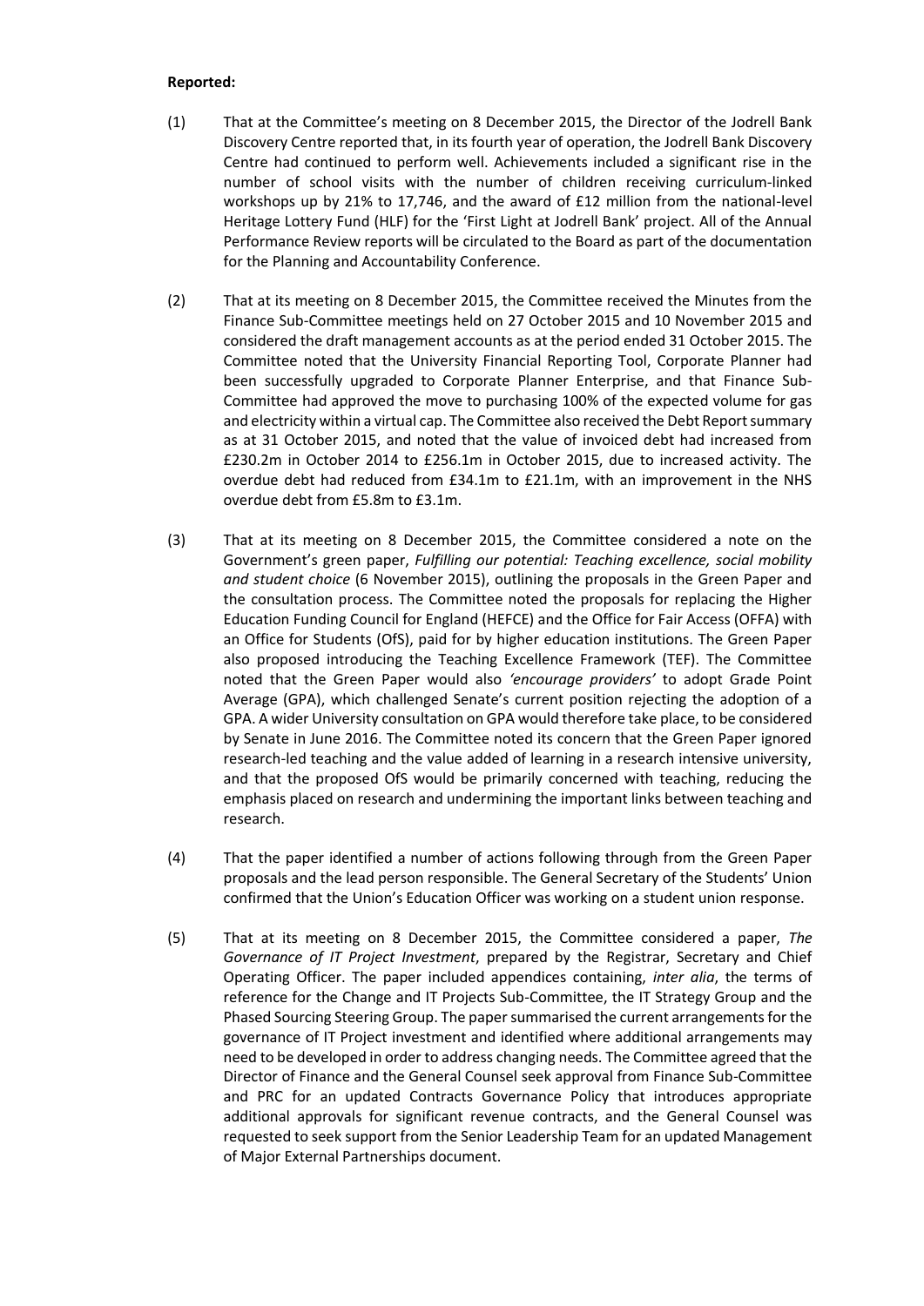**Reported:**

(1) That at the Committee's meeting on 8 December 2015, the Director of the Jodrell Bank Discovery Centre reported that, in its fourth year of operation, the Jodrell Bank Discovery Centre had continued to perform well. Achievements included a significant rise in the number of school visits with the number of children receiving curriculum-linked workshops up by 21% to 17,746, and the award of £12 million from the national-level Heritage Lottery Fund (HLF) for the 'First Light at Jodrell Bank' project. All of the Annual Performance Review reports will be circulated to the Board as part of the documentation for the Planning and Accountability Conference.

(2) That at its meeting on 8 December 2015, the Committee received the Minutes from the Finance Sub-Committee meetings held on 27 October 2015 and 10 November 2015 and considered the draft management accounts as at the period ended 31 October 2015. The Committee noted that the University Financial Reporting Tool, Corporate Planner had been successfully upgraded to Corporate Planner Enterprise, and that Finance Sub-Committee had approved the move to purchasing 100% of the expected volume for gas and electricity within a virtual cap. The Committee also received the Debt Report summary as at 31 October 2015, and noted that the value of invoiced debt had increased from £230.2m in October 2014 to £256.1m in October 2015, due to increased activity. The overdue debt had reduced from £34.1m to £21.1m, with an improvement in the NHS overdue debt from £5.8m to £3.1m.

(3) That at its meeting on 8 December 2015, the Committee considered a note on the Government's green paper, *Fulfilling our potential: Teaching excellence, social mobility and student choice* (6 November 2015), outlining the proposals in the Green Paper and the consultation process. The Committee noted the proposals for replacing the Higher Education Funding Council for England (HEFCE) and the Office for Fair Access (OFFA) with an Office for Students (OfS), paid for by higher education institutions. The Green Paper also proposed introducing the Teaching Excellence Framework (TEF). The Committee noted that the Green Paper would also *'encourage providers'* to adopt Grade Point Average (GPA), which challenged Senate's current position rejecting the adoption of a GPA. A wider University consultation on GPA would therefore take place, to be considered by Senate in June 2016. The Committee noted its concern that the Green Paper ignored research-led teaching and the value added of learning in a research intensive university, and that the proposed OfS would be primarily concerned with teaching, reducing the emphasis placed on research and undermining the important links between teaching and research.

(4) That the paper identified a number of actions following through from the Green Paper proposals and the lead person responsible. The General Secretary of the Students' Union confirmed that the Union's Education Officer was working on a student union response.

(5) That at its meeting on 8 December 2015, the Committee considered a paper, *The Governance of IT Project Investment*, prepared by the Registrar, Secretary and Chief Operating Officer. The paper included appendices containing, *inter alia*, the terms of reference for the Change and IT Projects Sub-Committee, the IT Strategy Group and the Phased Sourcing Steering Group. The paper summarised the current arrangements for the governance of IT Project investment and identified where additional arrangements may need to be developed in order to address changing needs. The Committee agreed that the Director of Finance and the General Counsel seek approval from Finance Sub-Committee and PRC for an updated Contracts Governance Policy that introduces appropriate additional approvals for significant revenue contracts, and the General Counsel was requested to seek support from the Senior Leadership Team for an updated Management of Major External Partnerships document.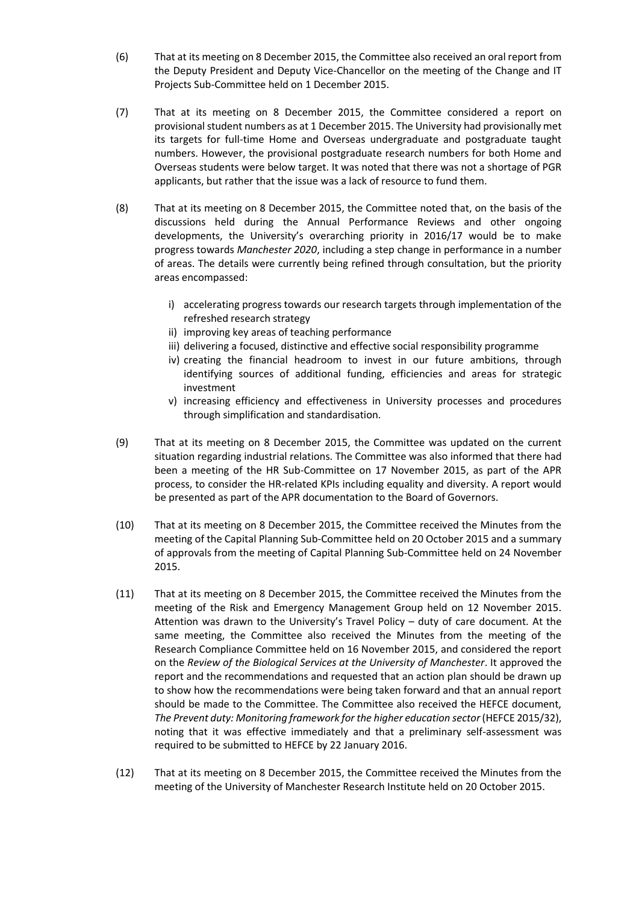(6) That at its meeting on 8 December 2015, the Committee also received an oral report from the Deputy President and Deputy Vice-Chancellor on the meeting of the Change and IT Projects Sub-Committee held on 1 December 2015.

(7) That at its meeting on 8 December 2015, the Committee considered a report on provisional student numbers as at 1 December 2015. The University had provisionally met its targets for full-time Home and Overseas undergraduate and postgraduate taught numbers. However, the provisional postgraduate research numbers for both Home and Overseas students were below target. It was noted that there was not a shortage of PGR applicants, but rather that the issue was a lack of resource to fund them.

(8) That at its meeting on 8 December 2015, the Committee noted that, on the basis of the discussions held during the Annual Performance Reviews and other ongoing developments, the University's overarching priority in 2016/17 would be to make progress towards *Manchester 2020*, including a step change in performance in a number of areas. The details were currently being refined through consultation, but the priority areas encompassed:

   i) accelerating progress towards our research targets through implementation of the refreshed research strategy
   ii) improving key areas of teaching performance
   iii) delivering a focused, distinctive and effective social responsibility programme
   iv) creating the financial headroom to invest in our future ambitions, through identifying sources of additional funding, efficiencies and areas for strategic investment
   v) increasing efficiency and effectiveness in University processes and procedures through simplification and standardisation.

(9) That at its meeting on 8 December 2015, the Committee was updated on the current situation regarding industrial relations. The Committee was also informed that there had been a meeting of the HR Sub-Committee on 17 November 2015, as part of the APR process, to consider the HR-related KPIs including equality and diversity. A report would be presented as part of the APR documentation to the Board of Governors.

(10) That at its meeting on 8 December 2015, the Committee received the Minutes from the meeting of the Capital Planning Sub-Committee held on 20 October 2015 and a summary of approvals from the meeting of Capital Planning Sub-Committee held on 24 November 2015.

(11) That at its meeting on 8 December 2015, the Committee received the Minutes from the meeting of the Risk and Emergency Management Group held on 12 November 2015. Attention was drawn to the University's Travel Policy – duty of care document. At the same meeting, the Committee also received the Minutes from the meeting of the Research Compliance Committee held on 16 November 2015, and considered the report on the *Review of the Biological Services at the University of Manchester*. It approved the report and the recommendations and requested that an action plan should be drawn up to show how the recommendations were being taken forward and that an annual report should be made to the Committee. The Committee also received the HEFCE document, *The Prevent duty: Monitoring framework for the higher education sector* (HEFCE 2015/32), noting that it was effective immediately and that a preliminary self-assessment was required to be submitted to HEFCE by 22 January 2016.

(12) That at its meeting on 8 December 2015, the Committee received the Minutes from the meeting of the University of Manchester Research Institute held on 20 October 2015.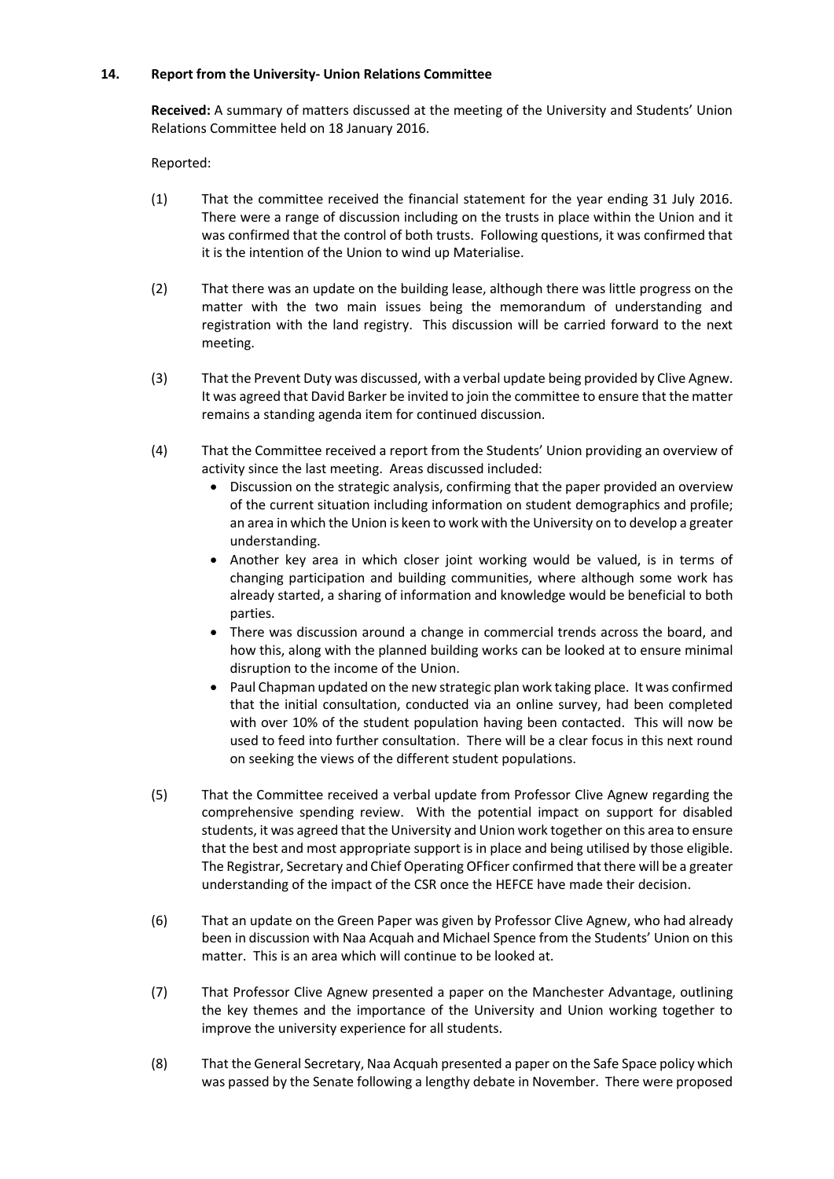## 14. Report from the University- Union Relations Committee

**Received:** A summary of matters discussed at the meeting of the University and Students' Union Relations Committee held on 18 January 2016.

Reported:

(1) That the committee received the financial statement for the year ending 31 July 2016. There were a range of discussion including on the trusts in place within the Union and it was confirmed that the control of both trusts. Following questions, it was confirmed that it is the intention of the Union to wind up Materialise.

(2) That there was an update on the building lease, although there was little progress on the matter with the two main issues being the memorandum of understanding and registration with the land registry. This discussion will be carried forward to the next meeting.

(3) That the Prevent Duty was discussed, with a verbal update being provided by Clive Agnew. It was agreed that David Barker be invited to join the committee to ensure that the matter remains a standing agenda item for continued discussion.

(4) That the Committee received a report from the Students' Union providing an overview of activity since the last meeting. Areas discussed included:

- Discussion on the strategic analysis, confirming that the paper provided an overview of the current situation including information on student demographics and profile; an area in which the Union is keen to work with the University on to develop a greater understanding.
- Another key area in which closer joint working would be valued, is in terms of changing participation and building communities, where although some work has already started, a sharing of information and knowledge would be beneficial to both parties.
- There was discussion around a change in commercial trends across the board, and how this, along with the planned building works can be looked at to ensure minimal disruption to the income of the Union.
- Paul Chapman updated on the new strategic plan work taking place. It was confirmed that the initial consultation, conducted via an online survey, had been completed with over 10% of the student population having been contacted. This will now be used to feed into further consultation. There will be a clear focus in this next round on seeking the views of the different student populations.

(5) That the Committee received a verbal update from Professor Clive Agnew regarding the comprehensive spending review. With the potential impact on support for disabled students, it was agreed that the University and Union work together on this area to ensure that the best and most appropriate support is in place and being utilised by those eligible. The Registrar, Secretary and Chief Operating OFficer confirmed that there will be a greater understanding of the impact of the CSR once the HEFCE have made their decision.

(6) That an update on the Green Paper was given by Professor Clive Agnew, who had already been in discussion with Naa Acquah and Michael Spence from the Students' Union on this matter. This is an area which will continue to be looked at.

(7) That Professor Clive Agnew presented a paper on the Manchester Advantage, outlining the key themes and the importance of the University and Union working together to improve the university experience for all students.

(8) That the General Secretary, Naa Acquah presented a paper on the Safe Space policy which was passed by the Senate following a lengthy debate in November. There were proposed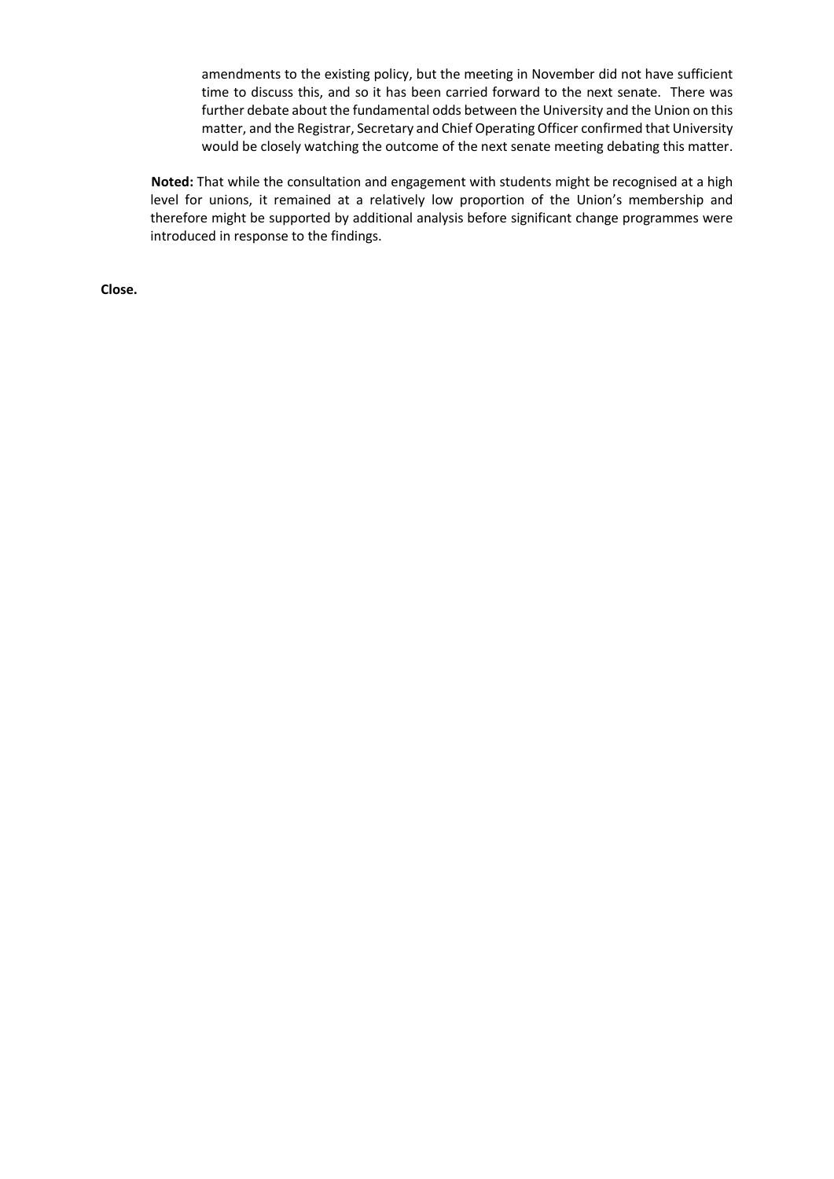amendments to the existing policy, but the meeting in November did not have sufficient time to discuss this, and so it has been carried forward to the next senate. There was further debate about the fundamental odds between the University and the Union on this matter, and the Registrar, Secretary and Chief Operating Officer confirmed that University would be closely watching the outcome of the next senate meeting debating this matter.

**Noted:** That while the consultation and engagement with students might be recognised at a high level for unions, it remained at a relatively low proportion of the Union's membership and therefore might be supported by additional analysis before significant change programmes were introduced in response to the findings.

**Close.**